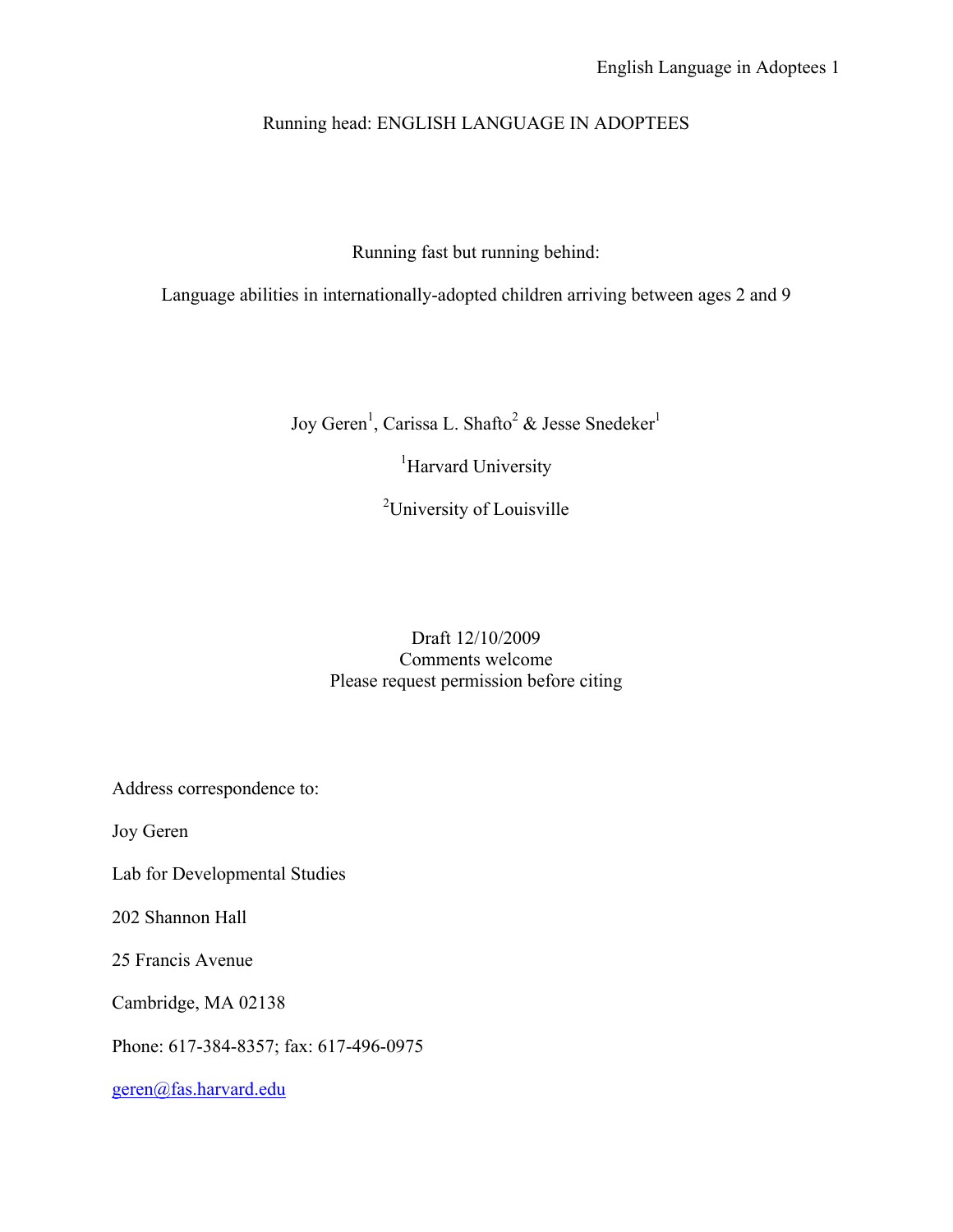Running head: ENGLISH LANGUAGE IN ADOPTEES

# Running fast but running behind:

# Language abilities in internationally-adopted children arriving between ages 2 and 9

Joy Geren[1], Carissa L. Shafto[2] & Jesse Snedeker[1]

[1]Harvard University

[2]University of Louisville

Draft 12/10/2009
Comments welcome
Please request permission before citing

Address correspondence to:

Joy Geren

Lab for Developmental Studies

202 Shannon Hall

25 Francis Avenue

Cambridge, MA 02138

Phone: 617-384-8357; fax: 617-496-0975

geren@fas.harvard.edu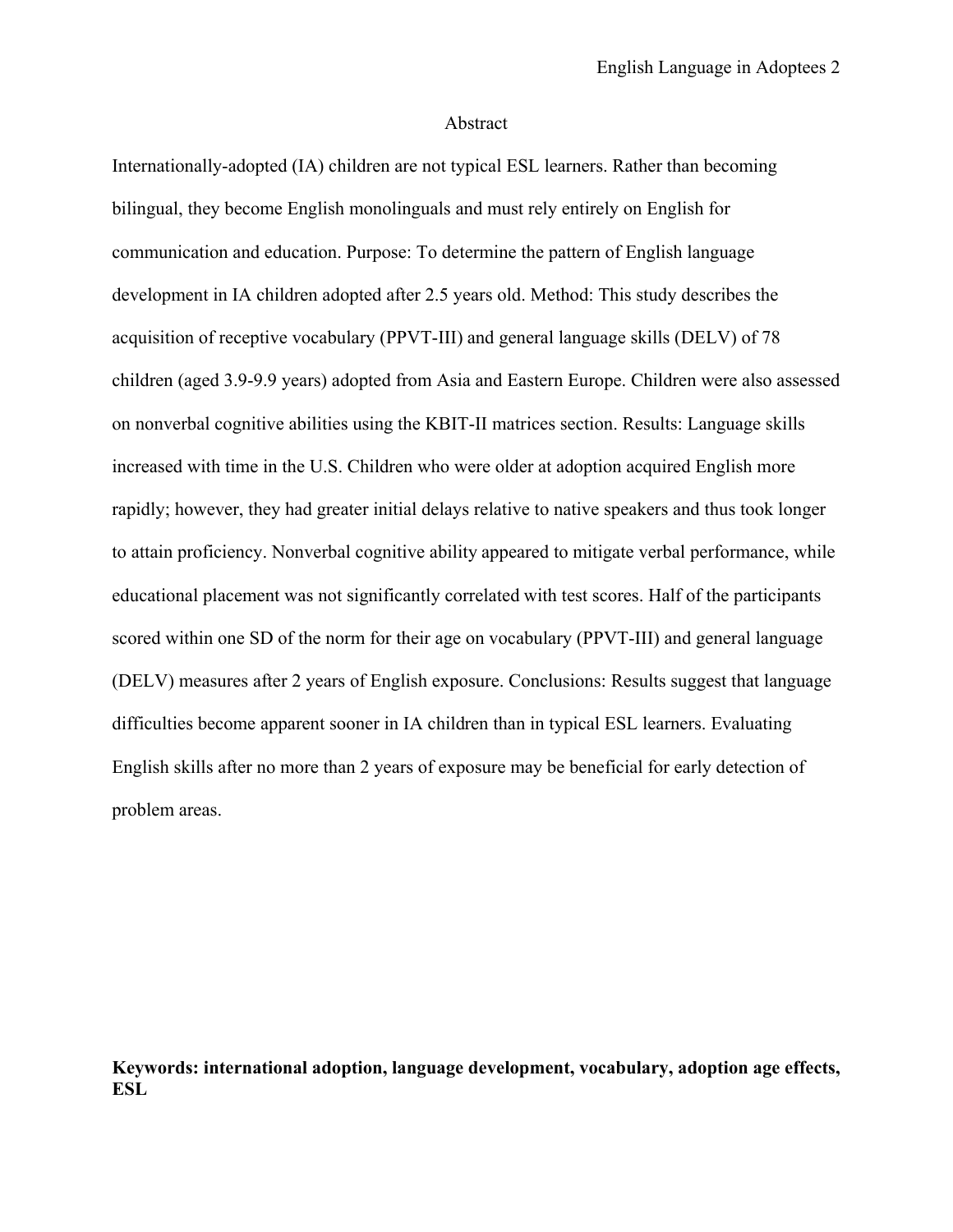## Abstract

Internationally-adopted (IA) children are not typical ESL learners. Rather than becoming bilingual, they become English monolinguals and must rely entirely on English for communication and education. Purpose: To determine the pattern of English language development in IA children adopted after 2.5 years old. Method: This study describes the acquisition of receptive vocabulary (PPVT-III) and general language skills (DELV) of 78 children (aged 3.9-9.9 years) adopted from Asia and Eastern Europe. Children were also assessed on nonverbal cognitive abilities using the KBIT-II matrices section. Results: Language skills increased with time in the U.S. Children who were older at adoption acquired English more rapidly; however, they had greater initial delays relative to native speakers and thus took longer to attain proficiency. Nonverbal cognitive ability appeared to mitigate verbal performance, while educational placement was not significantly correlated with test scores. Half of the participants scored within one SD of the norm for their age on vocabulary (PPVT-III) and general language (DELV) measures after 2 years of English exposure. Conclusions: Results suggest that language difficulties become apparent sooner in IA children than in typical ESL learners. Evaluating English skills after no more than 2 years of exposure may be beneficial for early detection of problem areas.

**Keywords: international adoption, language development, vocabulary, adoption age effects, ESL**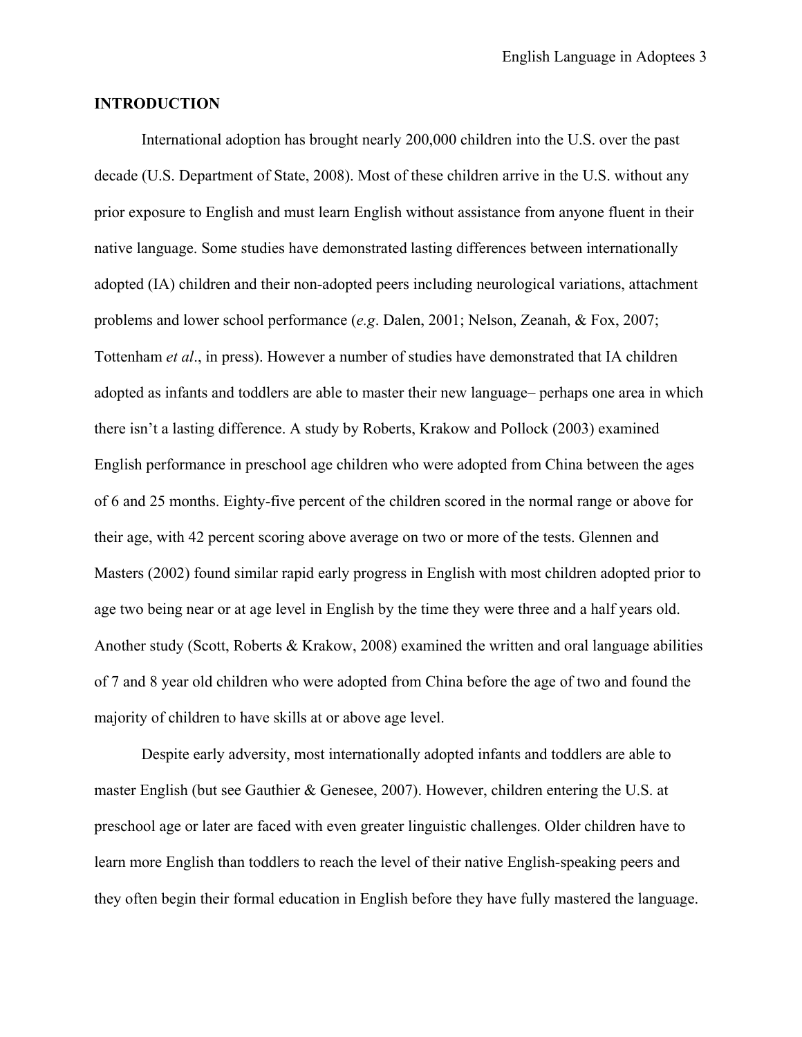## INTRODUCTION

International adoption has brought nearly 200,000 children into the U.S. over the past decade (U.S. Department of State, 2008). Most of these children arrive in the U.S. without any prior exposure to English and must learn English without assistance from anyone fluent in their native language. Some studies have demonstrated lasting differences between internationally adopted (IA) children and their non-adopted peers including neurological variations, attachment problems and lower school performance (*e.g*. Dalen, 2001; Nelson, Zeanah, & Fox, 2007; Tottenham *et al*., in press). However a number of studies have demonstrated that IA children adopted as infants and toddlers are able to master their new language– perhaps one area in which there isn't a lasting difference. A study by Roberts, Krakow and Pollock (2003) examined English performance in preschool age children who were adopted from China between the ages of 6 and 25 months. Eighty-five percent of the children scored in the normal range or above for their age, with 42 percent scoring above average on two or more of the tests. Glennen and Masters (2002) found similar rapid early progress in English with most children adopted prior to age two being near or at age level in English by the time they were three and a half years old. Another study (Scott, Roberts & Krakow, 2008) examined the written and oral language abilities of 7 and 8 year old children who were adopted from China before the age of two and found the majority of children to have skills at or above age level.

Despite early adversity, most internationally adopted infants and toddlers are able to master English (but see Gauthier & Genesee, 2007). However, children entering the U.S. at preschool age or later are faced with even greater linguistic challenges. Older children have to learn more English than toddlers to reach the level of their native English-speaking peers and they often begin their formal education in English before they have fully mastered the language.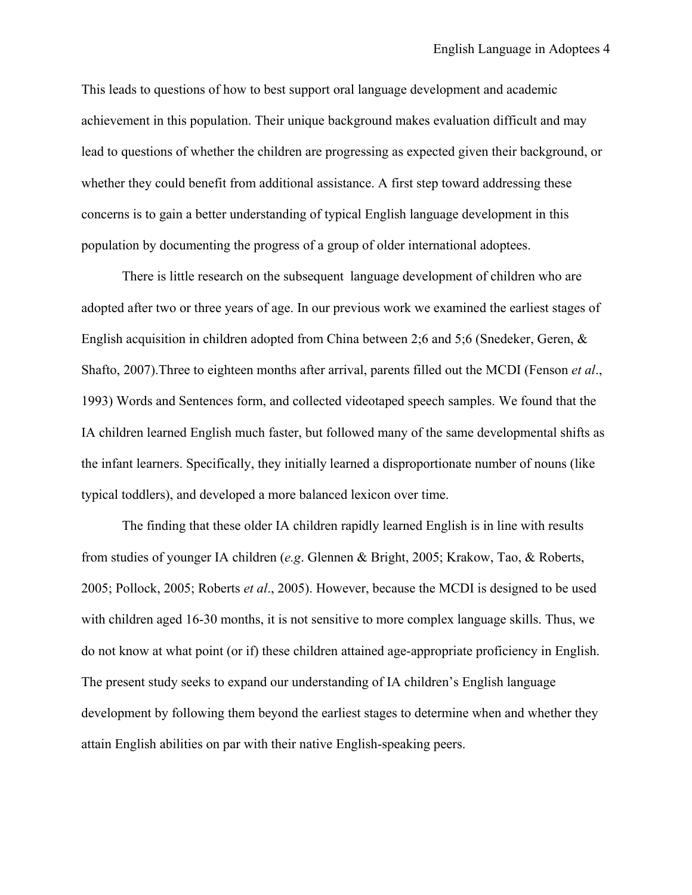This leads to questions of how to best support oral language development and academic achievement in this population. Their unique background makes evaluation difficult and may lead to questions of whether the children are progressing as expected given their background, or whether they could benefit from additional assistance. A first step toward addressing these concerns is to gain a better understanding of typical English language development in this population by documenting the progress of a group of older international adoptees.

There is little research on the subsequent language development of children who are adopted after two or three years of age. In our previous work we examined the earliest stages of English acquisition in children adopted from China between 2;6 and 5;6 (Snedeker, Geren, & Shafto, 2007).Three to eighteen months after arrival, parents filled out the MCDI (Fenson *et al*., 1993) Words and Sentences form, and collected videotaped speech samples. We found that the IA children learned English much faster, but followed many of the same developmental shifts as the infant learners. Specifically, they initially learned a disproportionate number of nouns (like typical toddlers), and developed a more balanced lexicon over time.

The finding that these older IA children rapidly learned English is in line with results from studies of younger IA children (*e.g*. Glennen & Bright, 2005; Krakow, Tao, & Roberts, 2005; Pollock, 2005; Roberts *et al*., 2005). However, because the MCDI is designed to be used with children aged 16-30 months, it is not sensitive to more complex language skills. Thus, we do not know at what point (or if) these children attained age-appropriate proficiency in English. The present study seeks to expand our understanding of IA children's English language development by following them beyond the earliest stages to determine when and whether they attain English abilities on par with their native English-speaking peers.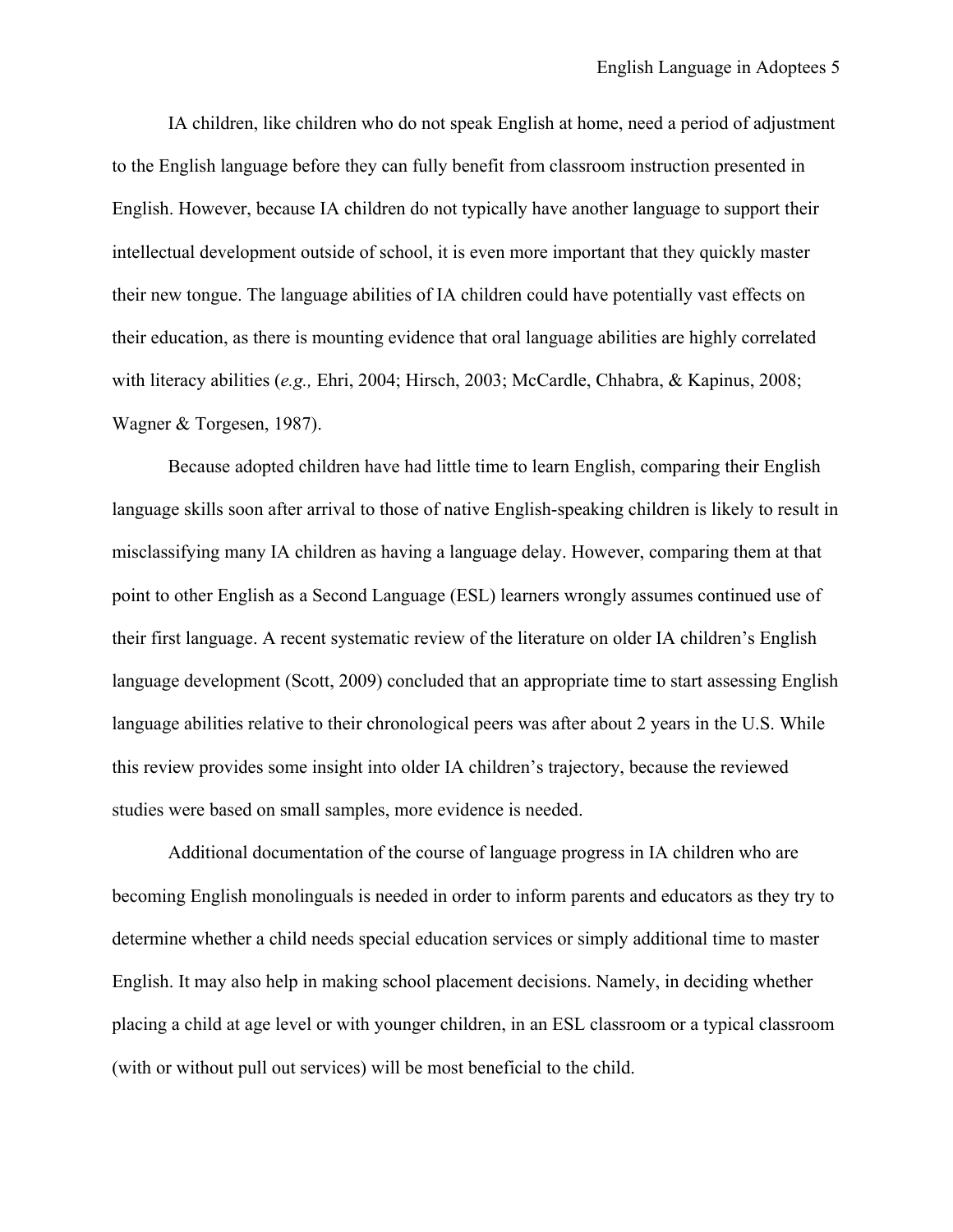IA children, like children who do not speak English at home, need a period of adjustment to the English language before they can fully benefit from classroom instruction presented in English. However, because IA children do not typically have another language to support their intellectual development outside of school, it is even more important that they quickly master their new tongue. The language abilities of IA children could have potentially vast effects on their education, as there is mounting evidence that oral language abilities are highly correlated with literacy abilities (*e.g.,* Ehri, 2004; Hirsch, 2003; McCardle, Chhabra, & Kapinus, 2008; Wagner & Torgesen, 1987).

Because adopted children have had little time to learn English, comparing their English language skills soon after arrival to those of native English-speaking children is likely to result in misclassifying many IA children as having a language delay. However, comparing them at that point to other English as a Second Language (ESL) learners wrongly assumes continued use of their first language. A recent systematic review of the literature on older IA children's English language development (Scott, 2009) concluded that an appropriate time to start assessing English language abilities relative to their chronological peers was after about 2 years in the U.S. While this review provides some insight into older IA children's trajectory, because the reviewed studies were based on small samples, more evidence is needed.

Additional documentation of the course of language progress in IA children who are becoming English monolinguals is needed in order to inform parents and educators as they try to determine whether a child needs special education services or simply additional time to master English. It may also help in making school placement decisions. Namely, in deciding whether placing a child at age level or with younger children, in an ESL classroom or a typical classroom (with or without pull out services) will be most beneficial to the child.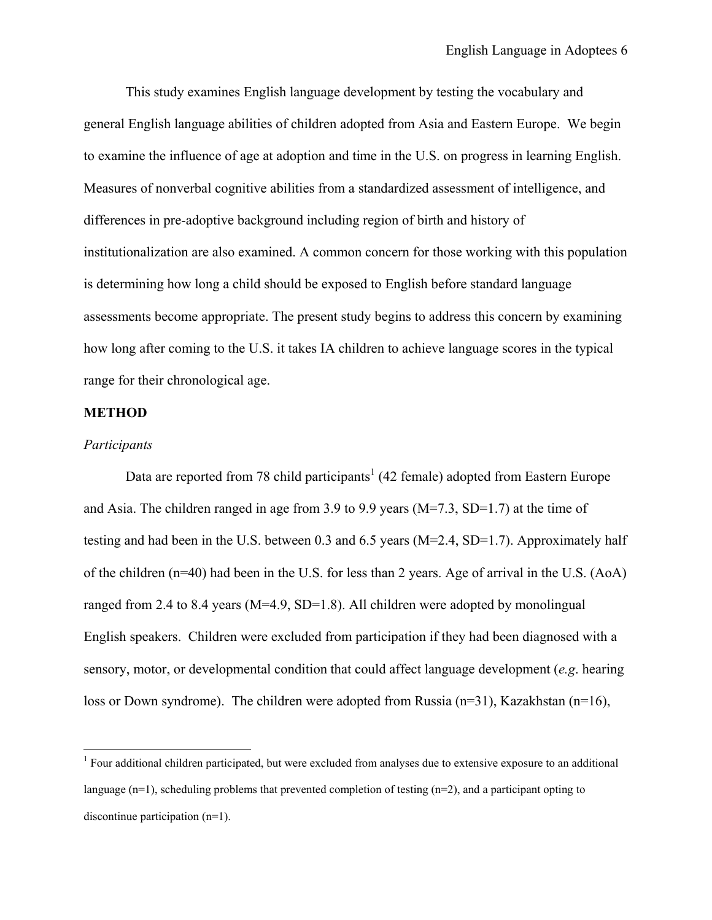This study examines English language development by testing the vocabulary and general English language abilities of children adopted from Asia and Eastern Europe. We begin to examine the influence of age at adoption and time in the U.S. on progress in learning English. Measures of nonverbal cognitive abilities from a standardized assessment of intelligence, and differences in pre-adoptive background including region of birth and history of institutionalization are also examined. A common concern for those working with this population is determining how long a child should be exposed to English before standard language assessments become appropriate. The present study begins to address this concern by examining how long after coming to the U.S. it takes IA children to achieve language scores in the typical range for their chronological age.

## METHOD

### *Participants*

Data are reported from 78 child participants[1] (42 female) adopted from Eastern Europe and Asia. The children ranged in age from 3.9 to 9.9 years (M=7.3, SD=1.7) at the time of testing and had been in the U.S. between 0.3 and 6.5 years (M=2.4, SD=1.7). Approximately half of the children (n=40) had been in the U.S. for less than 2 years. Age of arrival in the U.S. (AoA) ranged from 2.4 to 8.4 years (M=4.9, SD=1.8). All children were adopted by monolingual English speakers. Children were excluded from participation if they had been diagnosed with a sensory, motor, or developmental condition that could affect language development (*e.g*. hearing loss or Down syndrome). The children were adopted from Russia (n=31), Kazakhstan (n=16),

[1] Four additional children participated, but were excluded from analyses due to extensive exposure to an additional language (n=1), scheduling problems that prevented completion of testing (n=2), and a participant opting to discontinue participation (n=1).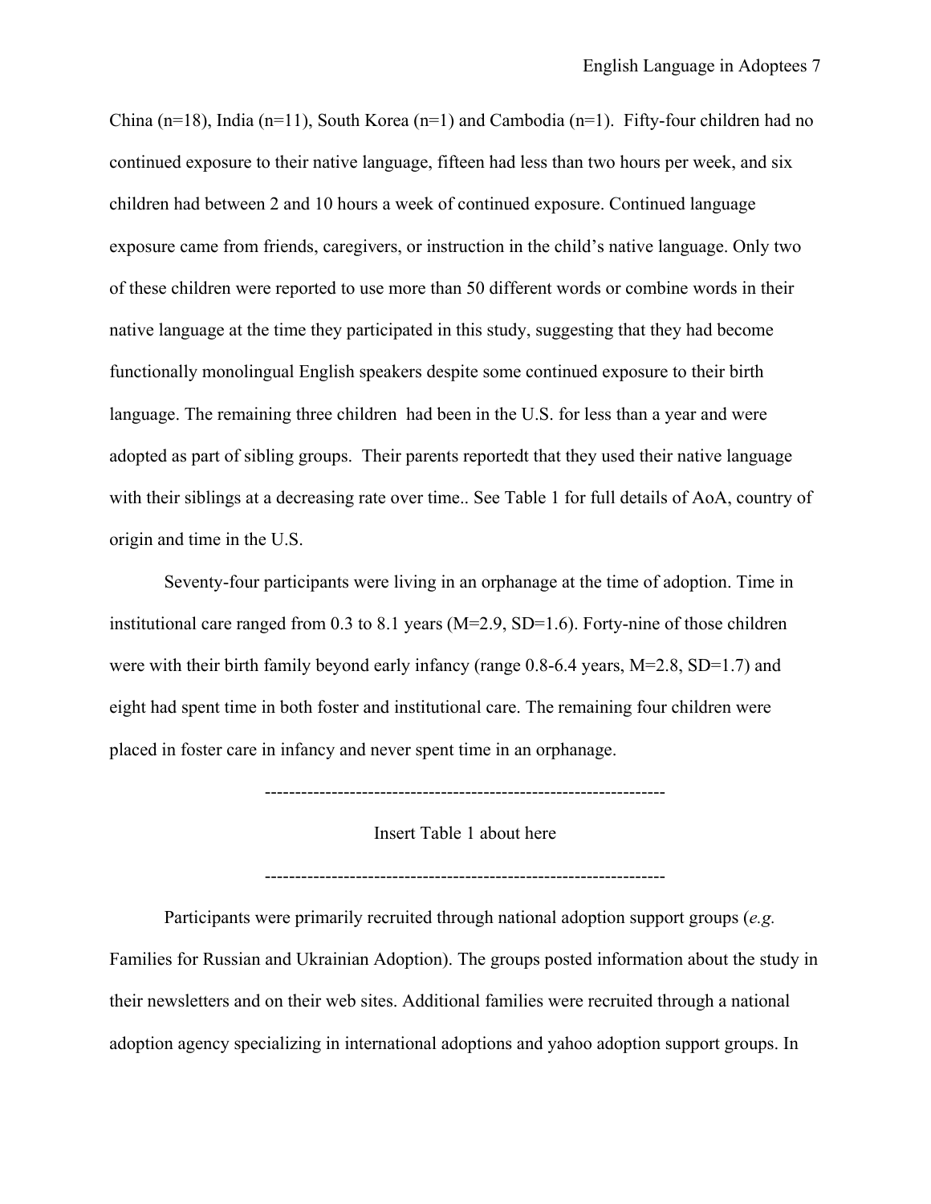China (n=18), India (n=11), South Korea (n=1) and Cambodia (n=1). Fifty-four children had no continued exposure to their native language, fifteen had less than two hours per week, and six children had between 2 and 10 hours a week of continued exposure. Continued language exposure came from friends, caregivers, or instruction in the child's native language. Only two of these children were reported to use more than 50 different words or combine words in their native language at the time they participated in this study, suggesting that they had become functionally monolingual English speakers despite some continued exposure to their birth language. The remaining three children had been in the U.S. for less than a year and were adopted as part of sibling groups. Their parents reportedt that they used their native language with their siblings at a decreasing rate over time.. See Table 1 for full details of AoA, country of origin and time in the U.S.

Seventy-four participants were living in an orphanage at the time of adoption. Time in institutional care ranged from 0.3 to 8.1 years (M=2.9, SD=1.6). Forty-nine of those children were with their birth family beyond early infancy (range 0.8-6.4 years, M=2.8, SD=1.7) and eight had spent time in both foster and institutional care. The remaining four children were placed in foster care in infancy and never spent time in an orphanage.

------------------------------------------------------------------

Insert Table 1 about here

------------------------------------------------------------------

Participants were primarily recruited through national adoption support groups (*e.g.* Families for Russian and Ukrainian Adoption). The groups posted information about the study in their newsletters and on their web sites. Additional families were recruited through a national adoption agency specializing in international adoptions and yahoo adoption support groups. In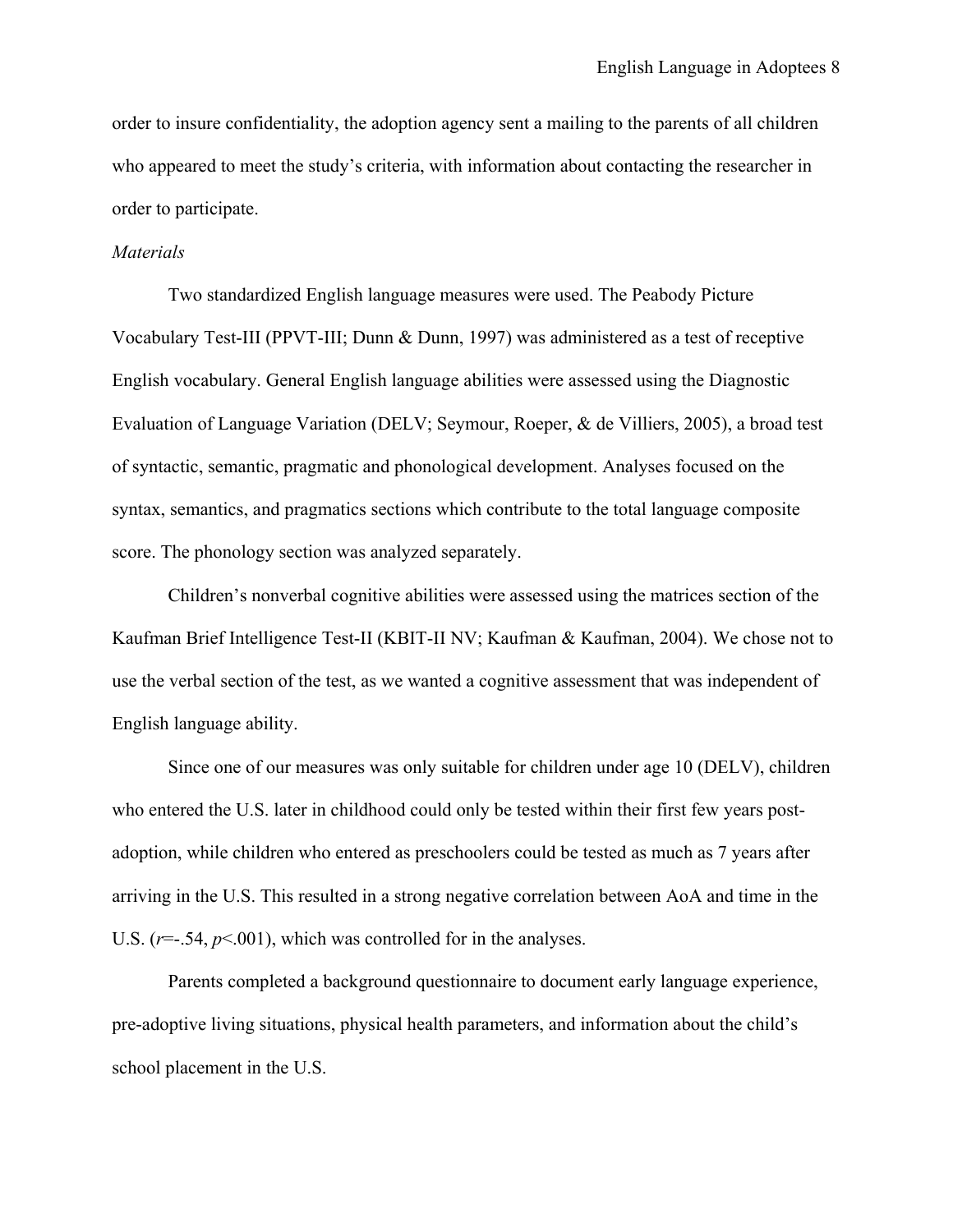order to insure confidentiality, the adoption agency sent a mailing to the parents of all children who appeared to meet the study's criteria, with information about contacting the researcher in order to participate.

*Materials*

Two standardized English language measures were used. The Peabody Picture Vocabulary Test-III (PPVT-III; Dunn & Dunn, 1997) was administered as a test of receptive English vocabulary. General English language abilities were assessed using the Diagnostic Evaluation of Language Variation (DELV; Seymour, Roeper, & de Villiers, 2005), a broad test of syntactic, semantic, pragmatic and phonological development. Analyses focused on the syntax, semantics, and pragmatics sections which contribute to the total language composite score. The phonology section was analyzed separately.

Children's nonverbal cognitive abilities were assessed using the matrices section of the Kaufman Brief Intelligence Test-II (KBIT-II NV; Kaufman & Kaufman, 2004). We chose not to use the verbal section of the test, as we wanted a cognitive assessment that was independent of English language ability.

Since one of our measures was only suitable for children under age 10 (DELV), children who entered the U.S. later in childhood could only be tested within their first few years post-adoption, while children who entered as preschoolers could be tested as much as 7 years after arriving in the U.S. This resulted in a strong negative correlation between AoA and time in the U.S. ($r$=-.54, $p$<.001), which was controlled for in the analyses.

Parents completed a background questionnaire to document early language experience, pre-adoptive living situations, physical health parameters, and information about the child's school placement in the U.S.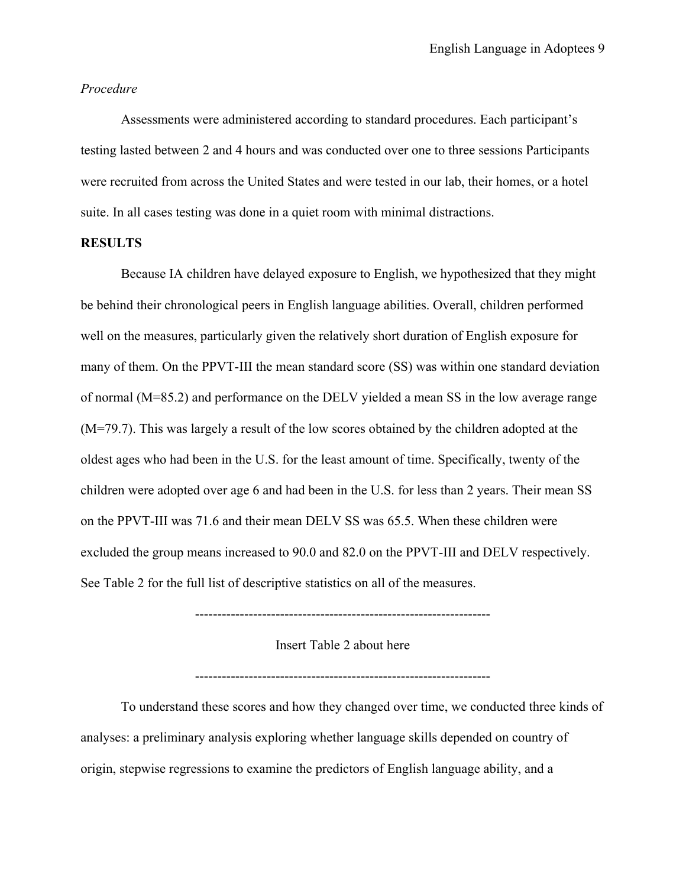*Procedure*

Assessments were administered according to standard procedures. Each participant's testing lasted between 2 and 4 hours and was conducted over one to three sessions Participants were recruited from across the United States and were tested in our lab, their homes, or a hotel suite. In all cases testing was done in a quiet room with minimal distractions.

**RESULTS**

Because IA children have delayed exposure to English, we hypothesized that they might be behind their chronological peers in English language abilities. Overall, children performed well on the measures, particularly given the relatively short duration of English exposure for many of them. On the PPVT-III the mean standard score (SS) was within one standard deviation of normal (M=85.2) and performance on the DELV yielded a mean SS in the low average range (M=79.7). This was largely a result of the low scores obtained by the children adopted at the oldest ages who had been in the U.S. for the least amount of time. Specifically, twenty of the children were adopted over age 6 and had been in the U.S. for less than 2 years. Their mean SS on the PPVT-III was 71.6 and their mean DELV SS was 65.5. When these children were excluded the group means increased to 90.0 and 82.0 on the PPVT-III and DELV respectively. See Table 2 for the full list of descriptive statistics on all of the measures.

------------------------------------------------------------------

Insert Table 2 about here

------------------------------------------------------------------

To understand these scores and how they changed over time, we conducted three kinds of analyses: a preliminary analysis exploring whether language skills depended on country of origin, stepwise regressions to examine the predictors of English language ability, and a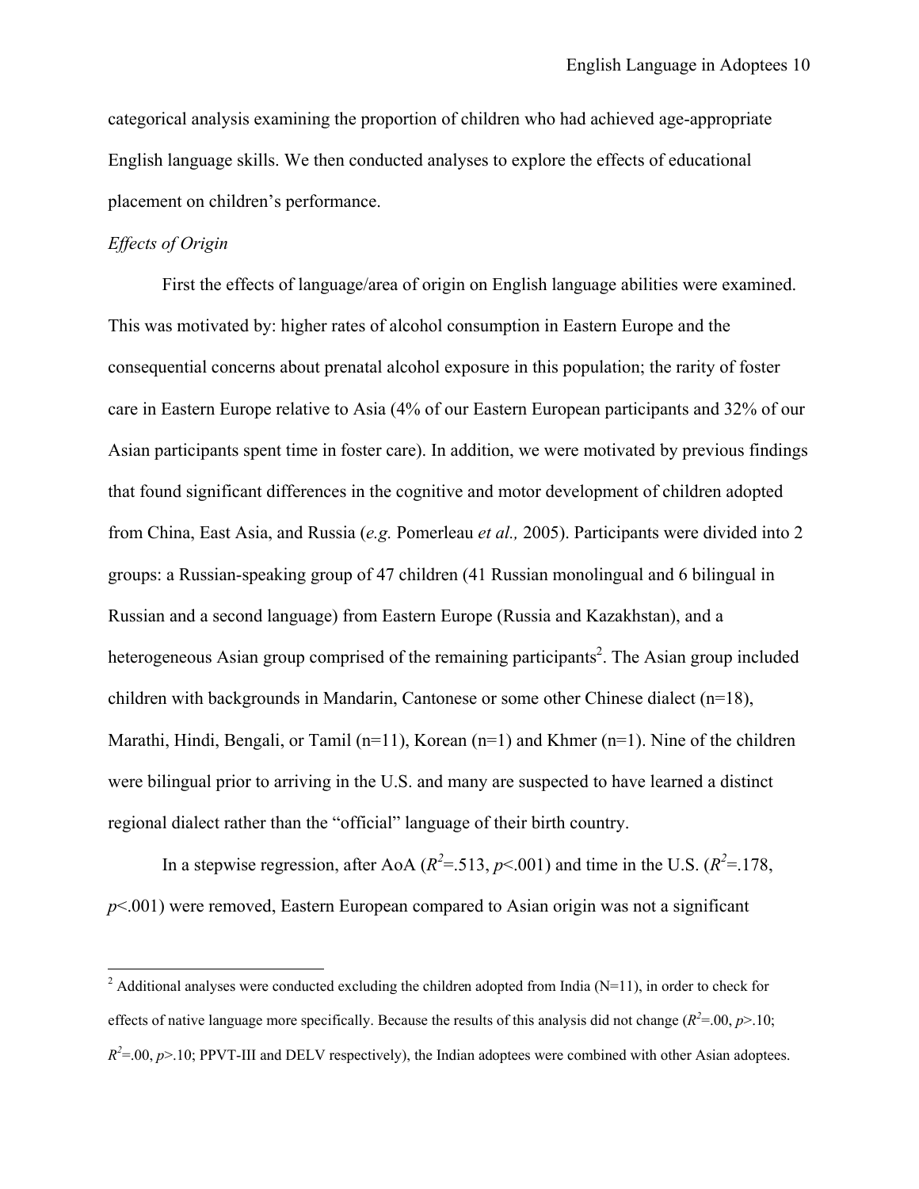categorical analysis examining the proportion of children who had achieved age-appropriate English language skills. We then conducted analyses to explore the effects of educational placement on children's performance.

*Effects of Origin*

First the effects of language/area of origin on English language abilities were examined. This was motivated by: higher rates of alcohol consumption in Eastern Europe and the consequential concerns about prenatal alcohol exposure in this population; the rarity of foster care in Eastern Europe relative to Asia (4% of our Eastern European participants and 32% of our Asian participants spent time in foster care). In addition, we were motivated by previous findings that found significant differences in the cognitive and motor development of children adopted from China, East Asia, and Russia (*e.g.* Pomerleau *et al.,* 2005). Participants were divided into 2 groups: a Russian-speaking group of 47 children (41 Russian monolingual and 6 bilingual in Russian and a second language) from Eastern Europe (Russia and Kazakhstan), and a heterogeneous Asian group comprised of the remaining participants[2]. The Asian group included children with backgrounds in Mandarin, Cantonese or some other Chinese dialect (n=18), Marathi, Hindi, Bengali, or Tamil (n=11), Korean (n=1) and Khmer (n=1). Nine of the children were bilingual prior to arriving in the U.S. and many are suspected to have learned a distinct regional dialect rather than the "official" language of their birth country.

In a stepwise regression, after AoA ($R^2$=.513, $p$<.001) and time in the U.S. ($R^2$=.178, $p$<.001) were removed, Eastern European compared to Asian origin was not a significant

---

[2] Additional analyses were conducted excluding the children adopted from India (N=11), in order to check for effects of native language more specifically. Because the results of this analysis did not change ($R^2$=.00, $p$>.10; $R^2$=.00, $p$>.10; PPVT-III and DELV respectively), the Indian adoptees were combined with other Asian adoptees.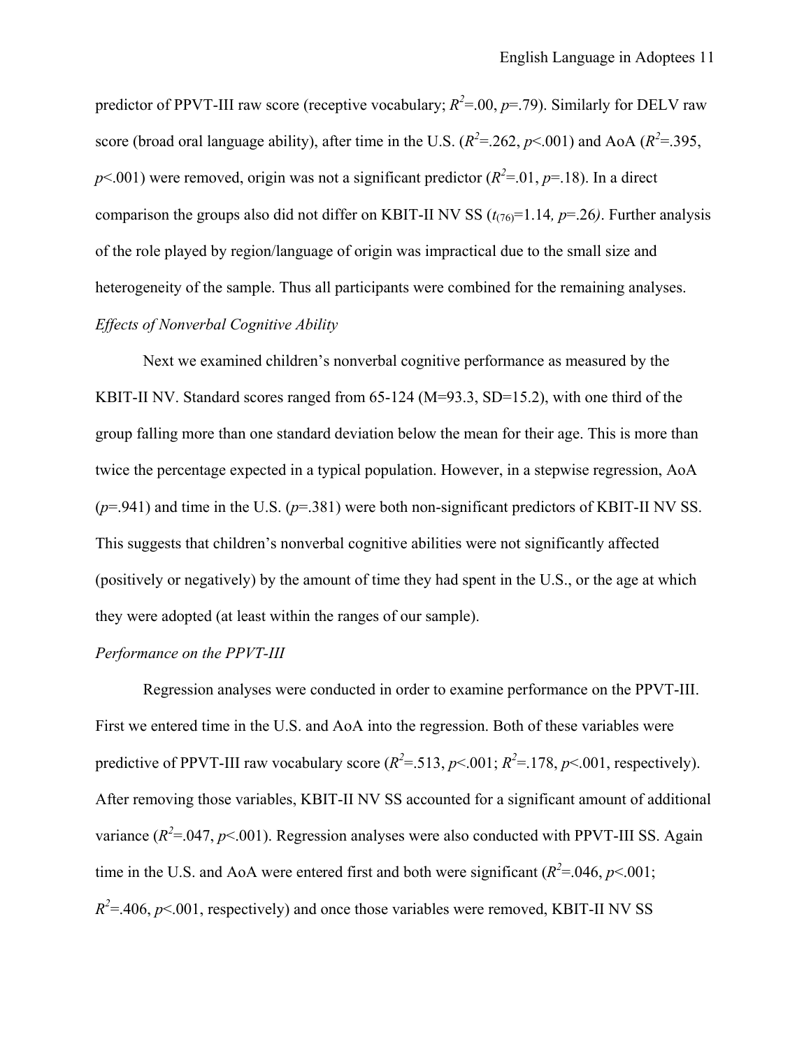predictor of PPVT-III raw score (receptive vocabulary; $R^2$=.00, $p$=.79). Similarly for DELV raw score (broad oral language ability), after time in the U.S. ($R^2$=.262, $p$<.001) and AoA ($R^2$=.395, $p$<.001) were removed, origin was not a significant predictor ($R^2$=.01, $p$=.18). In a direct comparison the groups also did not differ on KBIT-II NV SS ($t_{(76)}$=1.14, $p$=.26). Further analysis of the role played by region/language of origin was impractical due to the small size and heterogeneity of the sample. Thus all participants were combined for the remaining analyses.

*Effects of Nonverbal Cognitive Ability*

Next we examined children's nonverbal cognitive performance as measured by the KBIT-II NV. Standard scores ranged from 65-124 (M=93.3, SD=15.2), with one third of the group falling more than one standard deviation below the mean for their age. This is more than twice the percentage expected in a typical population. However, in a stepwise regression, AoA ($p$=.941) and time in the U.S. ($p$=.381) were both non-significant predictors of KBIT-II NV SS. This suggests that children's nonverbal cognitive abilities were not significantly affected (positively or negatively) by the amount of time they had spent in the U.S., or the age at which they were adopted (at least within the ranges of our sample).

*Performance on the PPVT-III*

Regression analyses were conducted in order to examine performance on the PPVT-III. First we entered time in the U.S. and AoA into the regression. Both of these variables were predictive of PPVT-III raw vocabulary score ($R^2$=.513, $p$<.001; $R^2$=.178, $p$<.001, respectively). After removing those variables, KBIT-II NV SS accounted for a significant amount of additional variance ($R^2$=.047, $p$<.001). Regression analyses were also conducted with PPVT-III SS. Again time in the U.S. and AoA were entered first and both were significant ($R^2$=.046, $p$<.001; $R^2$=.406, $p$<.001, respectively) and once those variables were removed, KBIT-II NV SS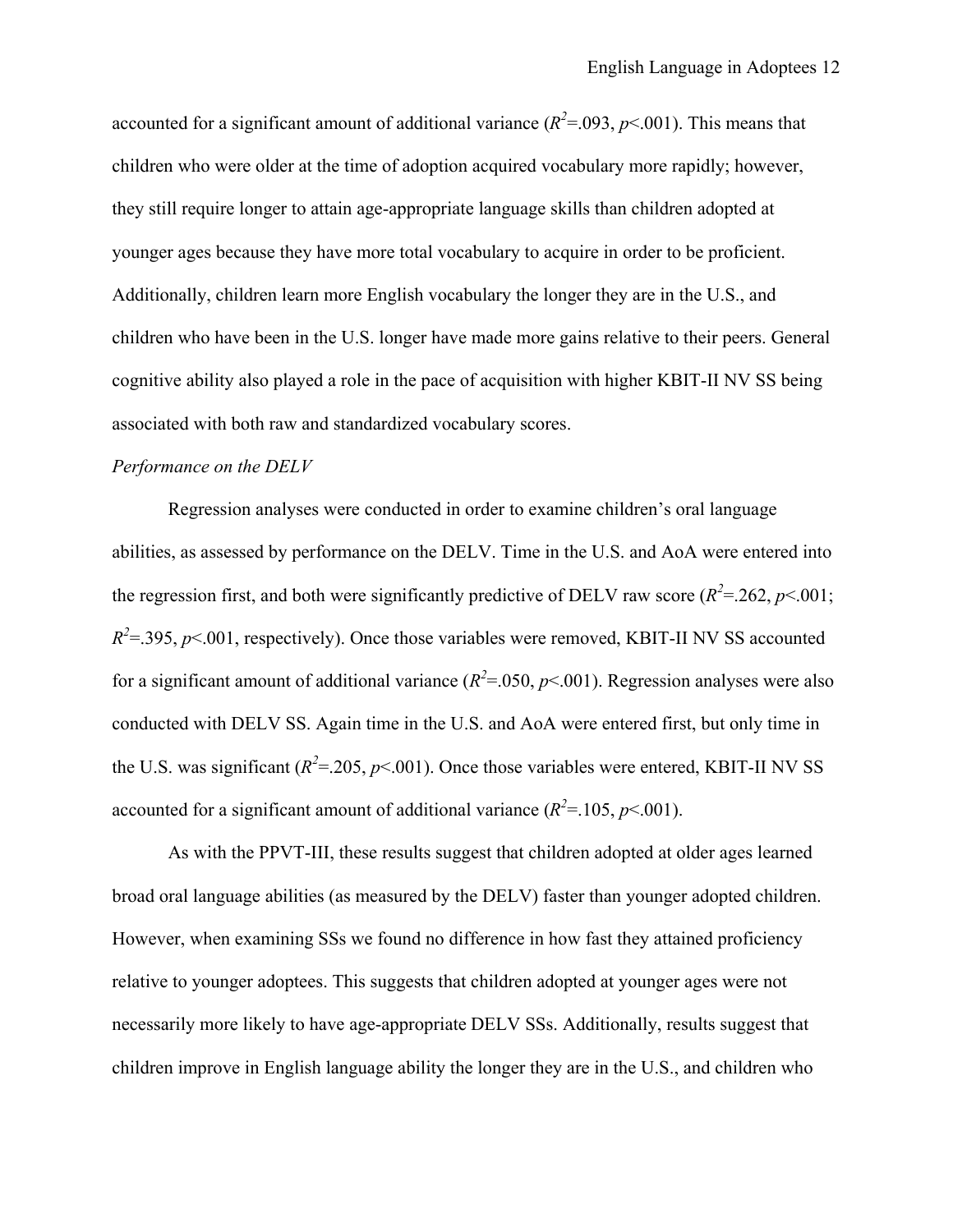accounted for a significant amount of additional variance ($R^2$=.093, $p$<.001). This means that children who were older at the time of adoption acquired vocabulary more rapidly; however, they still require longer to attain age-appropriate language skills than children adopted at younger ages because they have more total vocabulary to acquire in order to be proficient. Additionally, children learn more English vocabulary the longer they are in the U.S., and children who have been in the U.S. longer have made more gains relative to their peers. General cognitive ability also played a role in the pace of acquisition with higher KBIT-II NV SS being associated with both raw and standardized vocabulary scores.

*Performance on the DELV*

Regression analyses were conducted in order to examine children's oral language abilities, as assessed by performance on the DELV. Time in the U.S. and AoA were entered into the regression first, and both were significantly predictive of DELV raw score ($R^2$=.262, $p$<.001; $R^2$=.395, $p$<.001, respectively). Once those variables were removed, KBIT-II NV SS accounted for a significant amount of additional variance ($R^2$=.050, $p$<.001). Regression analyses were also conducted with DELV SS. Again time in the U.S. and AoA were entered first, but only time in the U.S. was significant ($R^2$=.205, $p$<.001). Once those variables were entered, KBIT-II NV SS accounted for a significant amount of additional variance ($R^2$=.105, $p$<.001).

As with the PPVT-III, these results suggest that children adopted at older ages learned broad oral language abilities (as measured by the DELV) faster than younger adopted children. However, when examining SSs we found no difference in how fast they attained proficiency relative to younger adoptees. This suggests that children adopted at younger ages were not necessarily more likely to have age-appropriate DELV SSs. Additionally, results suggest that children improve in English language ability the longer they are in the U.S., and children who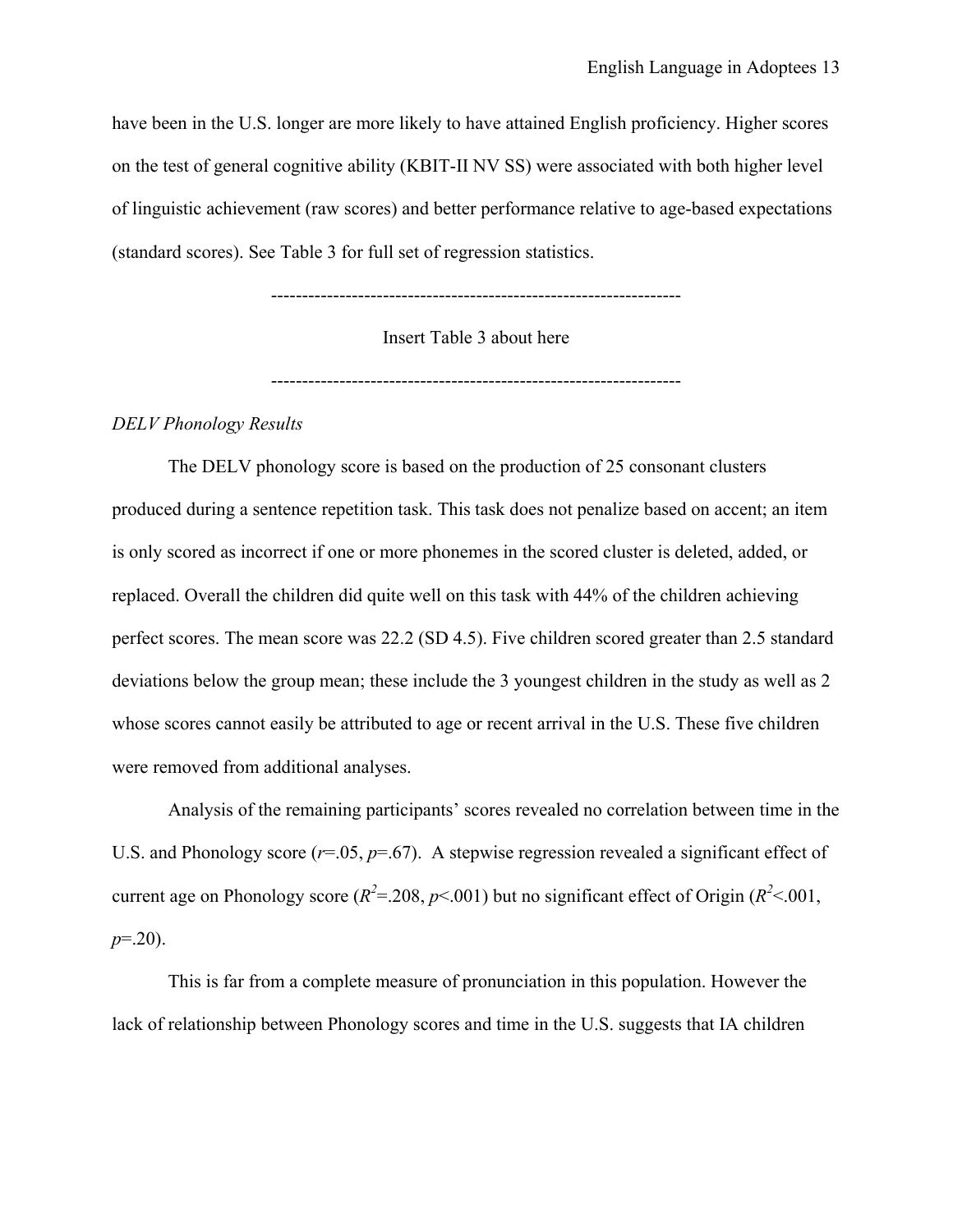have been in the U.S. longer are more likely to have attained English proficiency. Higher scores on the test of general cognitive ability (KBIT-II NV SS) were associated with both higher level of linguistic achievement (raw scores) and better performance relative to age-based expectations (standard scores). See Table 3 for full set of regression statistics.

------------------------------------------------------------------

Insert Table 3 about here

------------------------------------------------------------------

*DELV Phonology Results*

The DELV phonology score is based on the production of 25 consonant clusters produced during a sentence repetition task. This task does not penalize based on accent; an item is only scored as incorrect if one or more phonemes in the scored cluster is deleted, added, or replaced. Overall the children did quite well on this task with 44% of the children achieving perfect scores. The mean score was 22.2 (SD 4.5). Five children scored greater than 2.5 standard deviations below the group mean; these include the 3 youngest children in the study as well as 2 whose scores cannot easily be attributed to age or recent arrival in the U.S. These five children were removed from additional analyses.

Analysis of the remaining participants' scores revealed no correlation between time in the U.S. and Phonology score ($r$=.05, $p$=.67). A stepwise regression revealed a significant effect of current age on Phonology score ($R^2$=.208, $p$<.001) but no significant effect of Origin ($R^2$<.001, $p$=.20).

This is far from a complete measure of pronunciation in this population. However the lack of relationship between Phonology scores and time in the U.S. suggests that IA children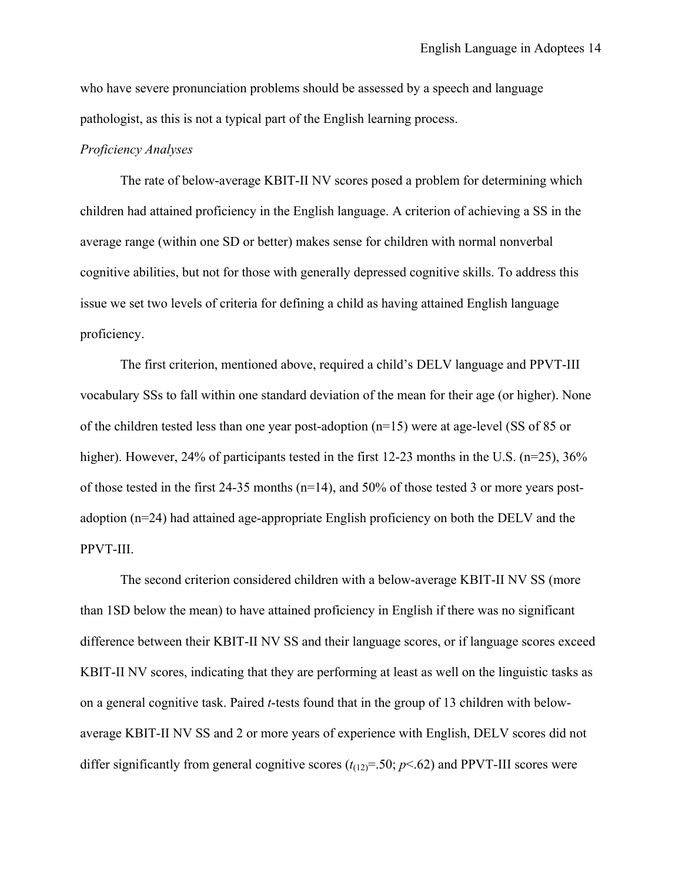who have severe pronunciation problems should be assessed by a speech and language pathologist, as this is not a typical part of the English learning process.

*Proficiency Analyses*

The rate of below-average KBIT-II NV scores posed a problem for determining which children had attained proficiency in the English language. A criterion of achieving a SS in the average range (within one SD or better) makes sense for children with normal nonverbal cognitive abilities, but not for those with generally depressed cognitive skills. To address this issue we set two levels of criteria for defining a child as having attained English language proficiency.

The first criterion, mentioned above, required a child's DELV language and PPVT-III vocabulary SSs to fall within one standard deviation of the mean for their age (or higher). None of the children tested less than one year post-adoption (n=15) were at age-level (SS of 85 or higher). However, 24% of participants tested in the first 12-23 months in the U.S. (n=25), 36% of those tested in the first 24-35 months (n=14), and 50% of those tested 3 or more years post-adoption (n=24) had attained age-appropriate English proficiency on both the DELV and the PPVT-III.

The second criterion considered children with a below-average KBIT-II NV SS (more than 1SD below the mean) to have attained proficiency in English if there was no significant difference between their KBIT-II NV SS and their language scores, or if language scores exceed KBIT-II NV scores, indicating that they are performing at least as well on the linguistic tasks as on a general cognitive task. Paired *t*-tests found that in the group of 13 children with below-average KBIT-II NV SS and 2 or more years of experience with English, DELV scores did not differ significantly from general cognitive scores ($t_{(12)}$=.50; $p$<.62) and PPVT-III scores were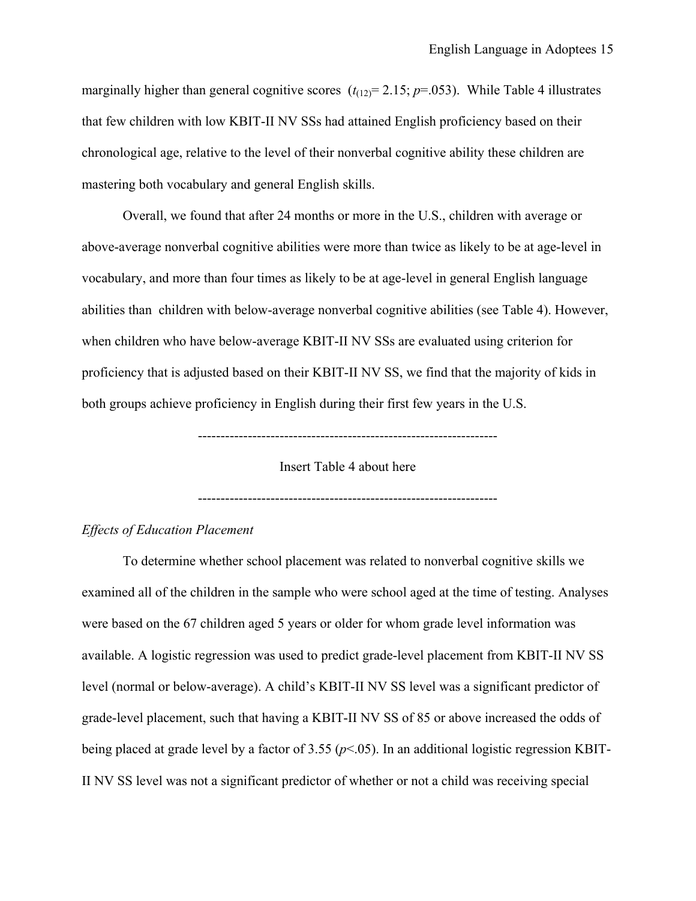marginally higher than general cognitive scores ($t_{(12)}$= 2.15; $p$=.053). While Table 4 illustrates that few children with low KBIT-II NV SSs had attained English proficiency based on their chronological age, relative to the level of their nonverbal cognitive ability these children are mastering both vocabulary and general English skills.

Overall, we found that after 24 months or more in the U.S., children with average or above-average nonverbal cognitive abilities were more than twice as likely to be at age-level in vocabulary, and more than four times as likely to be at age-level in general English language abilities than children with below-average nonverbal cognitive abilities (see Table 4). However, when children who have below-average KBIT-II NV SSs are evaluated using criterion for proficiency that is adjusted based on their KBIT-II NV SS, we find that the majority of kids in both groups achieve proficiency in English during their first few years in the U.S.

---

Insert Table 4 about here

---

*Effects of Education Placement*

To determine whether school placement was related to nonverbal cognitive skills we examined all of the children in the sample who were school aged at the time of testing. Analyses were based on the 67 children aged 5 years or older for whom grade level information was available. A logistic regression was used to predict grade-level placement from KBIT-II NV SS level (normal or below-average). A child's KBIT-II NV SS level was a significant predictor of grade-level placement, such that having a KBIT-II NV SS of 85 or above increased the odds of being placed at grade level by a factor of 3.55 ($p$<.05). In an additional logistic regression KBIT-II NV SS level was not a significant predictor of whether or not a child was receiving special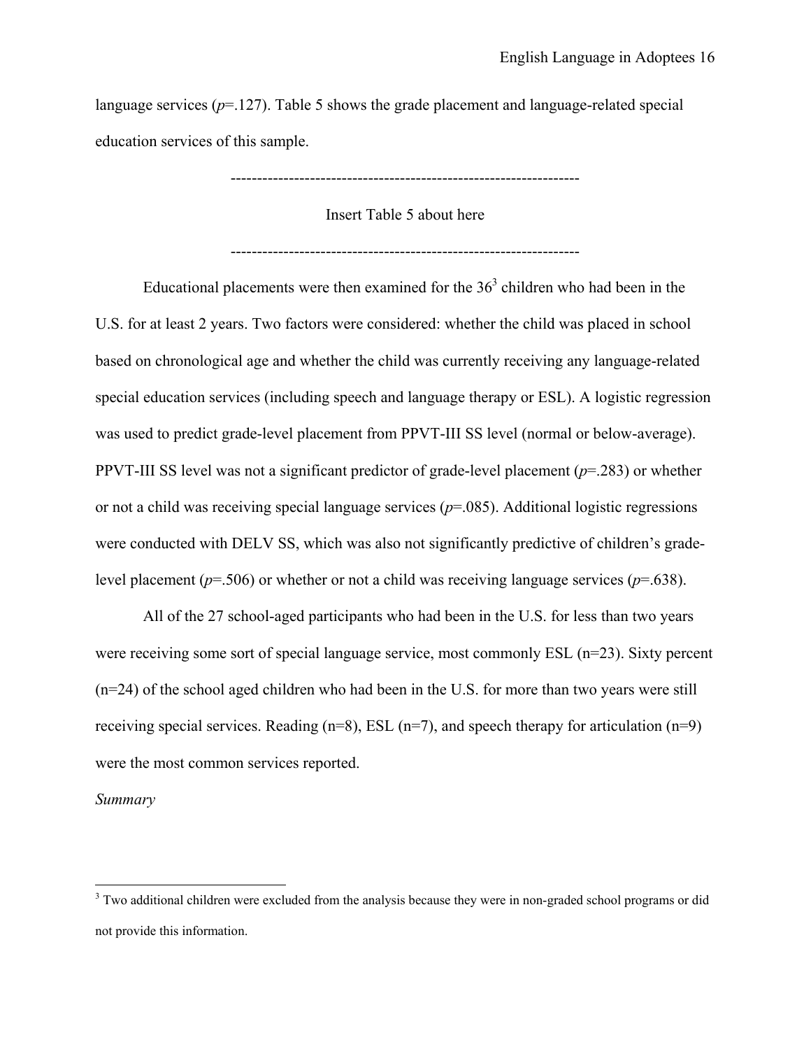language services ($p$=.127). Table 5 shows the grade placement and language-related special education services of this sample.

-------------------------------------------------------------------

Insert Table 5 about here

-------------------------------------------------------------------

Educational placements were then examined for the 36[3] children who had been in the U.S. for at least 2 years. Two factors were considered: whether the child was placed in school based on chronological age and whether the child was currently receiving any language-related special education services (including speech and language therapy or ESL). A logistic regression was used to predict grade-level placement from PPVT-III SS level (normal or below-average). PPVT-III SS level was not a significant predictor of grade-level placement ($p$=.283) or whether or not a child was receiving special language services ($p$=.085). Additional logistic regressions were conducted with DELV SS, which was also not significantly predictive of children's grade-level placement ($p$=.506) or whether or not a child was receiving language services ($p$=.638).

All of the 27 school-aged participants who had been in the U.S. for less than two years were receiving some sort of special language service, most commonly ESL (n=23). Sixty percent (n=24) of the school aged children who had been in the U.S. for more than two years were still receiving special services. Reading (n=8), ESL (n=7), and speech therapy for articulation (n=9) were the most common services reported.

*Summary*

[3] Two additional children were excluded from the analysis because they were in non-graded school programs or did not provide this information.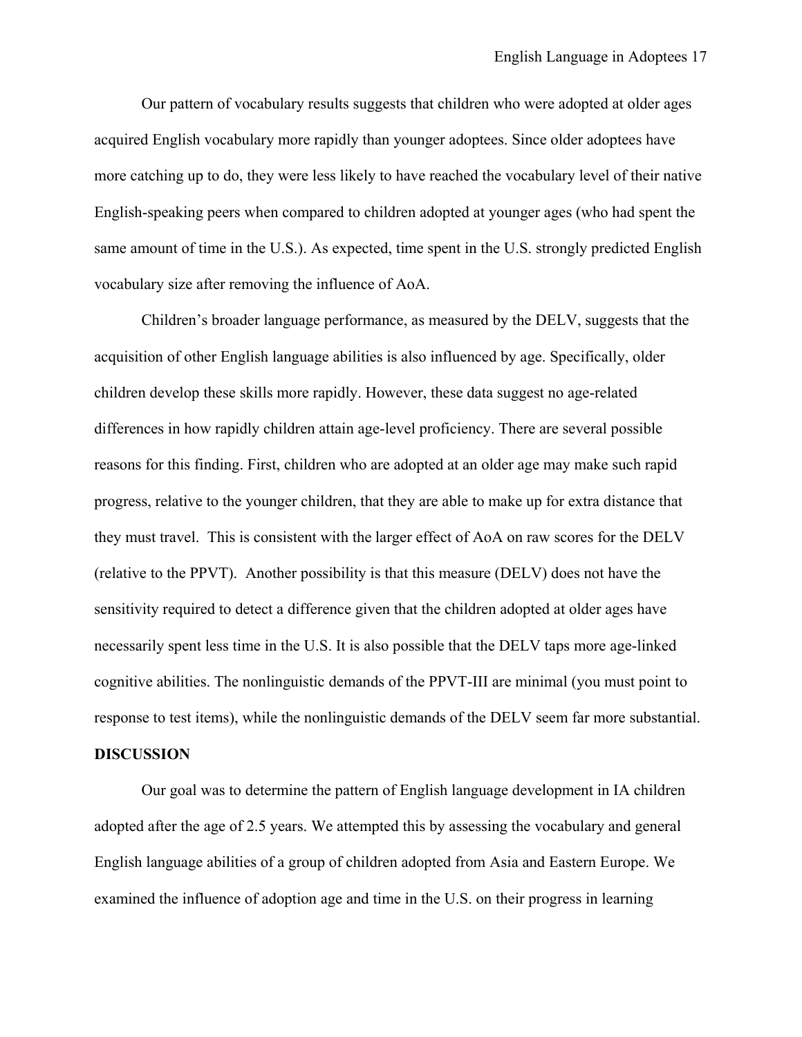Our pattern of vocabulary results suggests that children who were adopted at older ages acquired English vocabulary more rapidly than younger adoptees. Since older adoptees have more catching up to do, they were less likely to have reached the vocabulary level of their native English-speaking peers when compared to children adopted at younger ages (who had spent the same amount of time in the U.S.). As expected, time spent in the U.S. strongly predicted English vocabulary size after removing the influence of AoA.

Children's broader language performance, as measured by the DELV, suggests that the acquisition of other English language abilities is also influenced by age. Specifically, older children develop these skills more rapidly. However, these data suggest no age-related differences in how rapidly children attain age-level proficiency. There are several possible reasons for this finding. First, children who are adopted at an older age may make such rapid progress, relative to the younger children, that they are able to make up for extra distance that they must travel. This is consistent with the larger effect of AoA on raw scores for the DELV (relative to the PPVT). Another possibility is that this measure (DELV) does not have the sensitivity required to detect a difference given that the children adopted at older ages have necessarily spent less time in the U.S. It is also possible that the DELV taps more age-linked cognitive abilities. The nonlinguistic demands of the PPVT-III are minimal (you must point to response to test items), while the nonlinguistic demands of the DELV seem far more substantial.

## DISCUSSION

Our goal was to determine the pattern of English language development in IA children adopted after the age of 2.5 years. We attempted this by assessing the vocabulary and general English language abilities of a group of children adopted from Asia and Eastern Europe. We examined the influence of adoption age and time in the U.S. on their progress in learning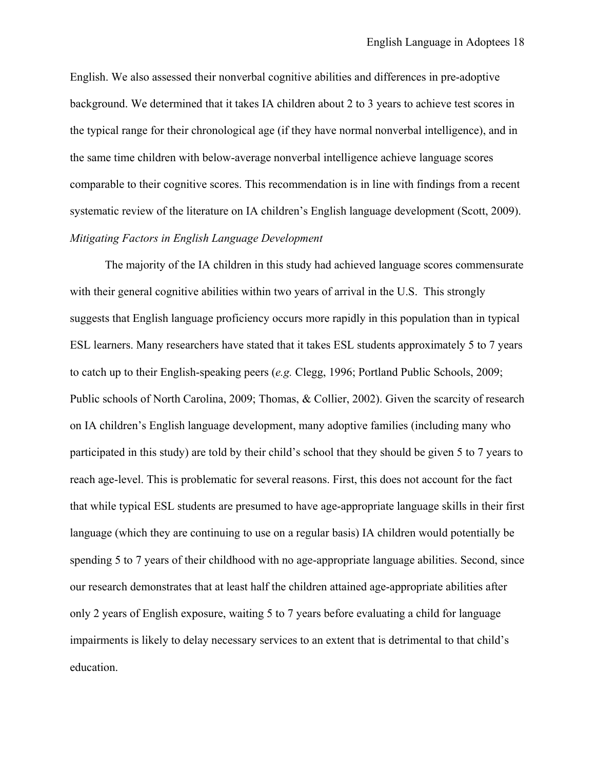English. We also assessed their nonverbal cognitive abilities and differences in pre-adoptive background. We determined that it takes IA children about 2 to 3 years to achieve test scores in the typical range for their chronological age (if they have normal nonverbal intelligence), and in the same time children with below-average nonverbal intelligence achieve language scores comparable to their cognitive scores. This recommendation is in line with findings from a recent systematic review of the literature on IA children's English language development (Scott, 2009).

*Mitigating Factors in English Language Development*

The majority of the IA children in this study had achieved language scores commensurate with their general cognitive abilities within two years of arrival in the U.S. This strongly suggests that English language proficiency occurs more rapidly in this population than in typical ESL learners. Many researchers have stated that it takes ESL students approximately 5 to 7 years to catch up to their English-speaking peers (*e.g.* Clegg, 1996; Portland Public Schools, 2009; Public schools of North Carolina, 2009; Thomas, & Collier, 2002). Given the scarcity of research on IA children's English language development, many adoptive families (including many who participated in this study) are told by their child's school that they should be given 5 to 7 years to reach age-level. This is problematic for several reasons. First, this does not account for the fact that while typical ESL students are presumed to have age-appropriate language skills in their first language (which they are continuing to use on a regular basis) IA children would potentially be spending 5 to 7 years of their childhood with no age-appropriate language abilities. Second, since our research demonstrates that at least half the children attained age-appropriate abilities after only 2 years of English exposure, waiting 5 to 7 years before evaluating a child for language impairments is likely to delay necessary services to an extent that is detrimental to that child's education.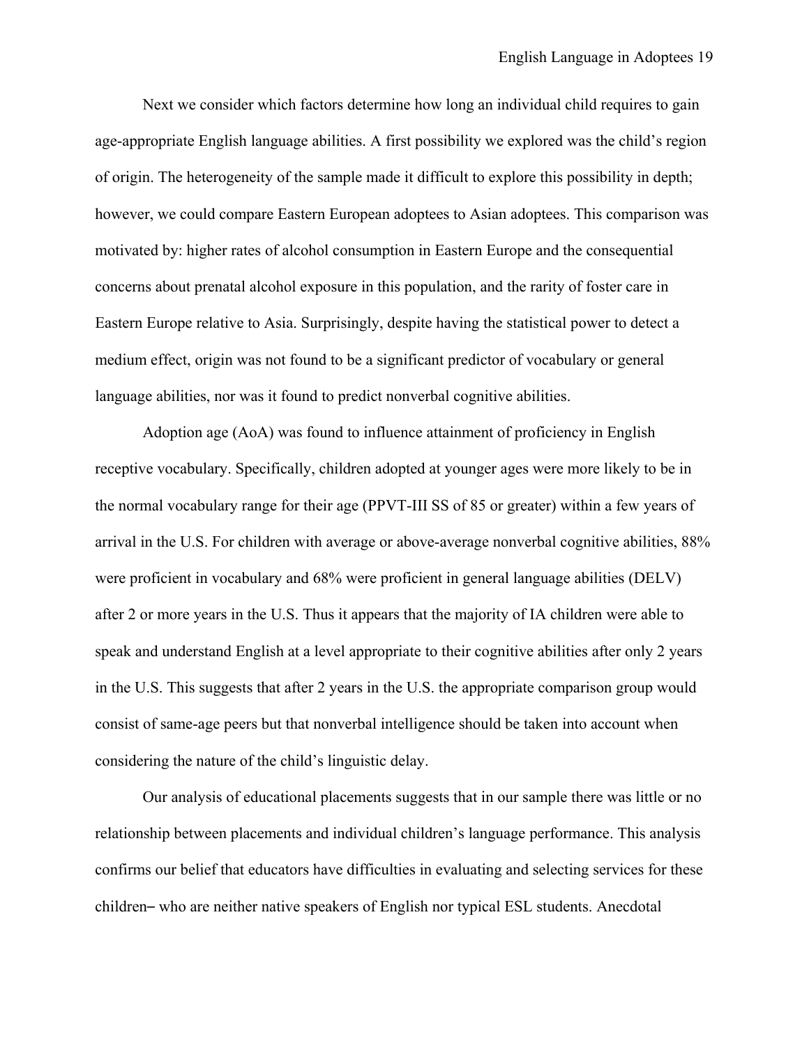Next we consider which factors determine how long an individual child requires to gain age-appropriate English language abilities. A first possibility we explored was the child's region of origin. The heterogeneity of the sample made it difficult to explore this possibility in depth; however, we could compare Eastern European adoptees to Asian adoptees. This comparison was motivated by: higher rates of alcohol consumption in Eastern Europe and the consequential concerns about prenatal alcohol exposure in this population, and the rarity of foster care in Eastern Europe relative to Asia. Surprisingly, despite having the statistical power to detect a medium effect, origin was not found to be a significant predictor of vocabulary or general language abilities, nor was it found to predict nonverbal cognitive abilities.

Adoption age (AoA) was found to influence attainment of proficiency in English receptive vocabulary. Specifically, children adopted at younger ages were more likely to be in the normal vocabulary range for their age (PPVT-III SS of 85 or greater) within a few years of arrival in the U.S. For children with average or above-average nonverbal cognitive abilities, 88% were proficient in vocabulary and 68% were proficient in general language abilities (DELV) after 2 or more years in the U.S. Thus it appears that the majority of IA children were able to speak and understand English at a level appropriate to their cognitive abilities after only 2 years in the U.S. This suggests that after 2 years in the U.S. the appropriate comparison group would consist of same-age peers but that nonverbal intelligence should be taken into account when considering the nature of the child's linguistic delay.

Our analysis of educational placements suggests that in our sample there was little or no relationship between placements and individual children's language performance. This analysis confirms our belief that educators have difficulties in evaluating and selecting services for these children– who are neither native speakers of English nor typical ESL students. Anecdotal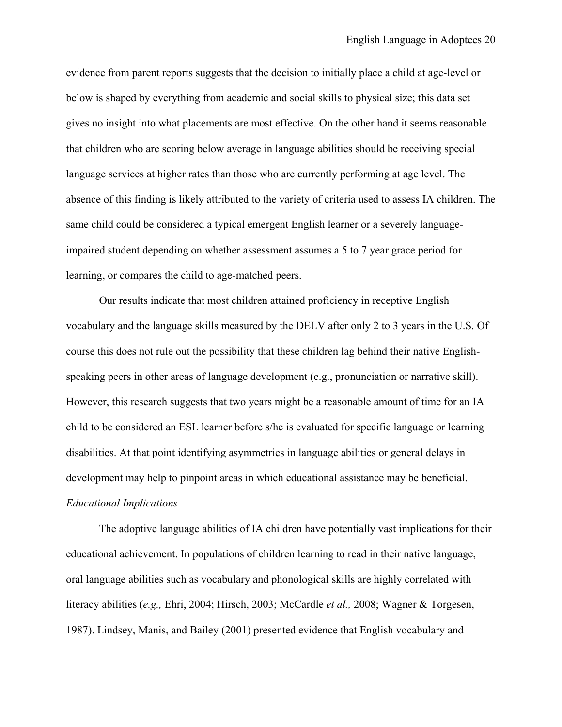evidence from parent reports suggests that the decision to initially place a child at age-level or below is shaped by everything from academic and social skills to physical size; this data set gives no insight into what placements are most effective. On the other hand it seems reasonable that children who are scoring below average in language abilities should be receiving special language services at higher rates than those who are currently performing at age level. The absence of this finding is likely attributed to the variety of criteria used to assess IA children. The same child could be considered a typical emergent English learner or a severely language-impaired student depending on whether assessment assumes a 5 to 7 year grace period for learning, or compares the child to age-matched peers.

Our results indicate that most children attained proficiency in receptive English vocabulary and the language skills measured by the DELV after only 2 to 3 years in the U.S. Of course this does not rule out the possibility that these children lag behind their native English-speaking peers in other areas of language development (e.g., pronunciation or narrative skill). However, this research suggests that two years might be a reasonable amount of time for an IA child to be considered an ESL learner before s/he is evaluated for specific language or learning disabilities. At that point identifying asymmetries in language abilities or general delays in development may help to pinpoint areas in which educational assistance may be beneficial.

*Educational Implications*

The adoptive language abilities of IA children have potentially vast implications for their educational achievement. In populations of children learning to read in their native language, oral language abilities such as vocabulary and phonological skills are highly correlated with literacy abilities (*e.g.,* Ehri, 2004; Hirsch, 2003; McCardle *et al.,* 2008; Wagner & Torgesen, 1987). Lindsey, Manis, and Bailey (2001) presented evidence that English vocabulary and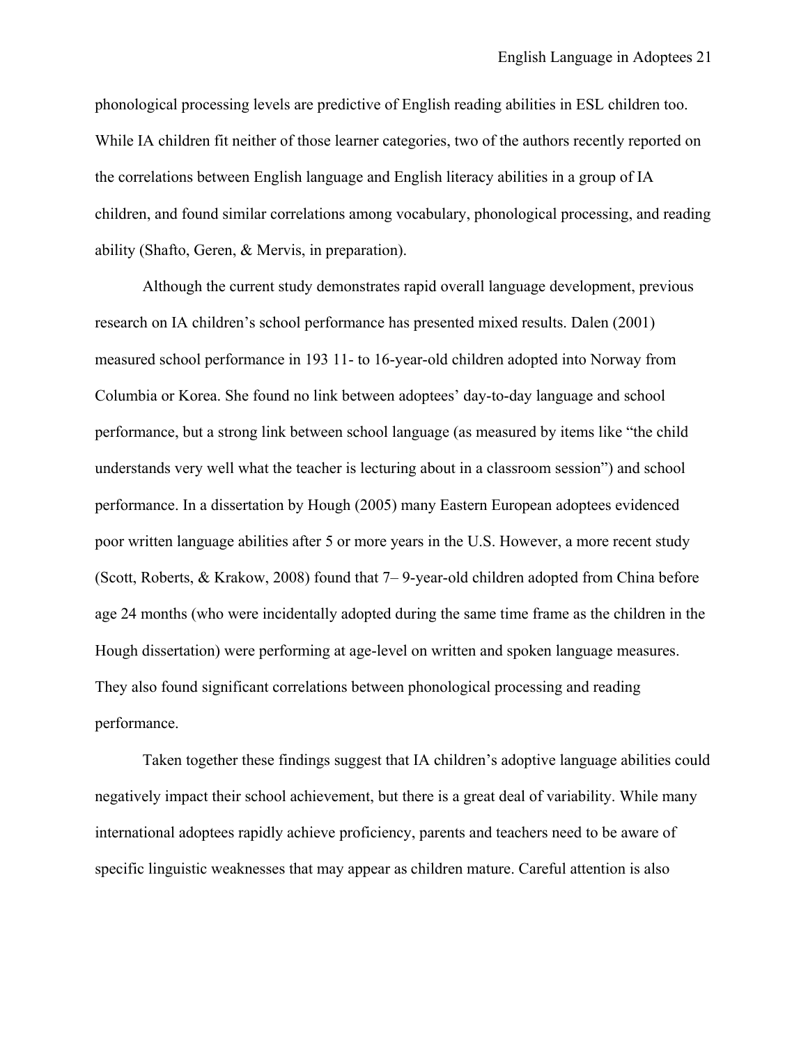phonological processing levels are predictive of English reading abilities in ESL children too. While IA children fit neither of those learner categories, two of the authors recently reported on the correlations between English language and English literacy abilities in a group of IA children, and found similar correlations among vocabulary, phonological processing, and reading ability (Shafto, Geren, & Mervis, in preparation).

Although the current study demonstrates rapid overall language development, previous research on IA children's school performance has presented mixed results. Dalen (2001) measured school performance in 193 11- to 16-year-old children adopted into Norway from Columbia or Korea. She found no link between adoptees' day-to-day language and school performance, but a strong link between school language (as measured by items like "the child understands very well what the teacher is lecturing about in a classroom session") and school performance. In a dissertation by Hough (2005) many Eastern European adoptees evidenced poor written language abilities after 5 or more years in the U.S. However, a more recent study (Scott, Roberts, & Krakow, 2008) found that 7– 9-year-old children adopted from China before age 24 months (who were incidentally adopted during the same time frame as the children in the Hough dissertation) were performing at age-level on written and spoken language measures. They also found significant correlations between phonological processing and reading performance.

Taken together these findings suggest that IA children's adoptive language abilities could negatively impact their school achievement, but there is a great deal of variability. While many international adoptees rapidly achieve proficiency, parents and teachers need to be aware of specific linguistic weaknesses that may appear as children mature. Careful attention is also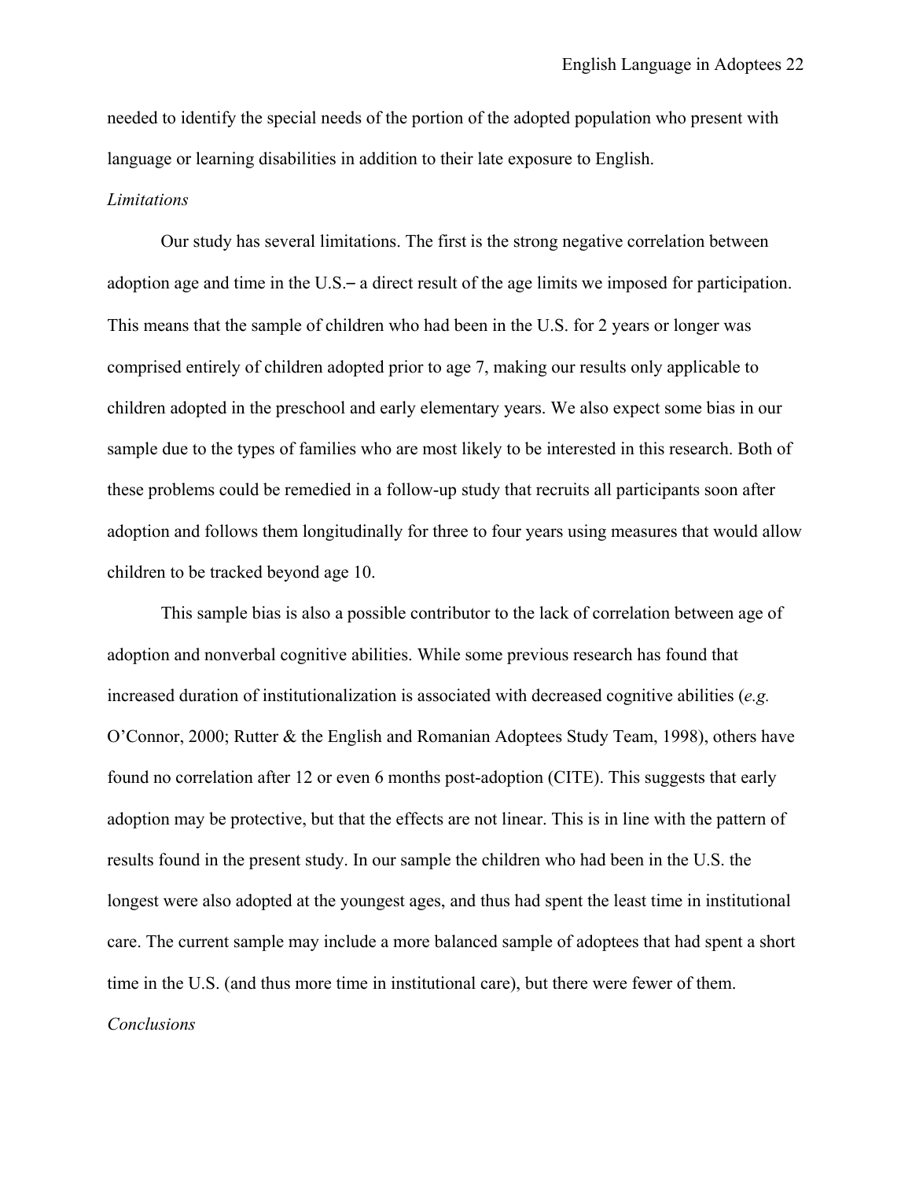needed to identify the special needs of the portion of the adopted population who present with language or learning disabilities in addition to their late exposure to English.

*Limitations*

Our study has several limitations. The first is the strong negative correlation between adoption age and time in the U.S.– a direct result of the age limits we imposed for participation. This means that the sample of children who had been in the U.S. for 2 years or longer was comprised entirely of children adopted prior to age 7, making our results only applicable to children adopted in the preschool and early elementary years. We also expect some bias in our sample due to the types of families who are most likely to be interested in this research. Both of these problems could be remedied in a follow-up study that recruits all participants soon after adoption and follows them longitudinally for three to four years using measures that would allow children to be tracked beyond age 10.

This sample bias is also a possible contributor to the lack of correlation between age of adoption and nonverbal cognitive abilities. While some previous research has found that increased duration of institutionalization is associated with decreased cognitive abilities (*e.g.* O'Connor, 2000; Rutter & the English and Romanian Adoptees Study Team, 1998), others have found no correlation after 12 or even 6 months post-adoption (CITE). This suggests that early adoption may be protective, but that the effects are not linear. This is in line with the pattern of results found in the present study. In our sample the children who had been in the U.S. the longest were also adopted at the youngest ages, and thus had spent the least time in institutional care. The current sample may include a more balanced sample of adoptees that had spent a short time in the U.S. (and thus more time in institutional care), but there were fewer of them.

*Conclusions*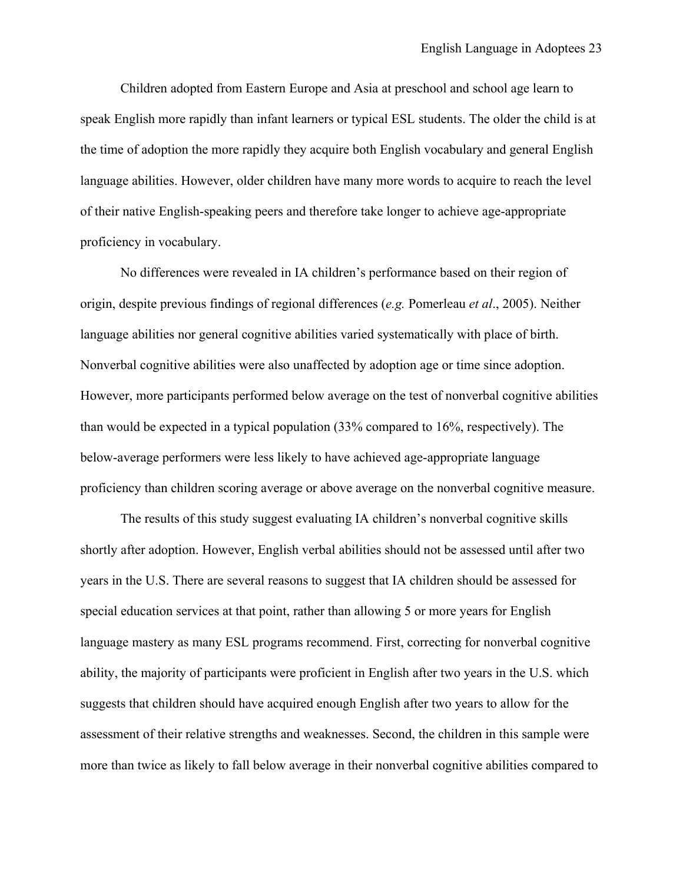Children adopted from Eastern Europe and Asia at preschool and school age learn to speak English more rapidly than infant learners or typical ESL students. The older the child is at the time of adoption the more rapidly they acquire both English vocabulary and general English language abilities. However, older children have many more words to acquire to reach the level of their native English-speaking peers and therefore take longer to achieve age-appropriate proficiency in vocabulary.

No differences were revealed in IA children's performance based on their region of origin, despite previous findings of regional differences (*e.g.* Pomerleau *et al*., 2005). Neither language abilities nor general cognitive abilities varied systematically with place of birth. Nonverbal cognitive abilities were also unaffected by adoption age or time since adoption. However, more participants performed below average on the test of nonverbal cognitive abilities than would be expected in a typical population (33% compared to 16%, respectively). The below-average performers were less likely to have achieved age-appropriate language proficiency than children scoring average or above average on the nonverbal cognitive measure.

The results of this study suggest evaluating IA children's nonverbal cognitive skills shortly after adoption. However, English verbal abilities should not be assessed until after two years in the U.S. There are several reasons to suggest that IA children should be assessed for special education services at that point, rather than allowing 5 or more years for English language mastery as many ESL programs recommend. First, correcting for nonverbal cognitive ability, the majority of participants were proficient in English after two years in the U.S. which suggests that children should have acquired enough English after two years to allow for the assessment of their relative strengths and weaknesses. Second, the children in this sample were more than twice as likely to fall below average in their nonverbal cognitive abilities compared to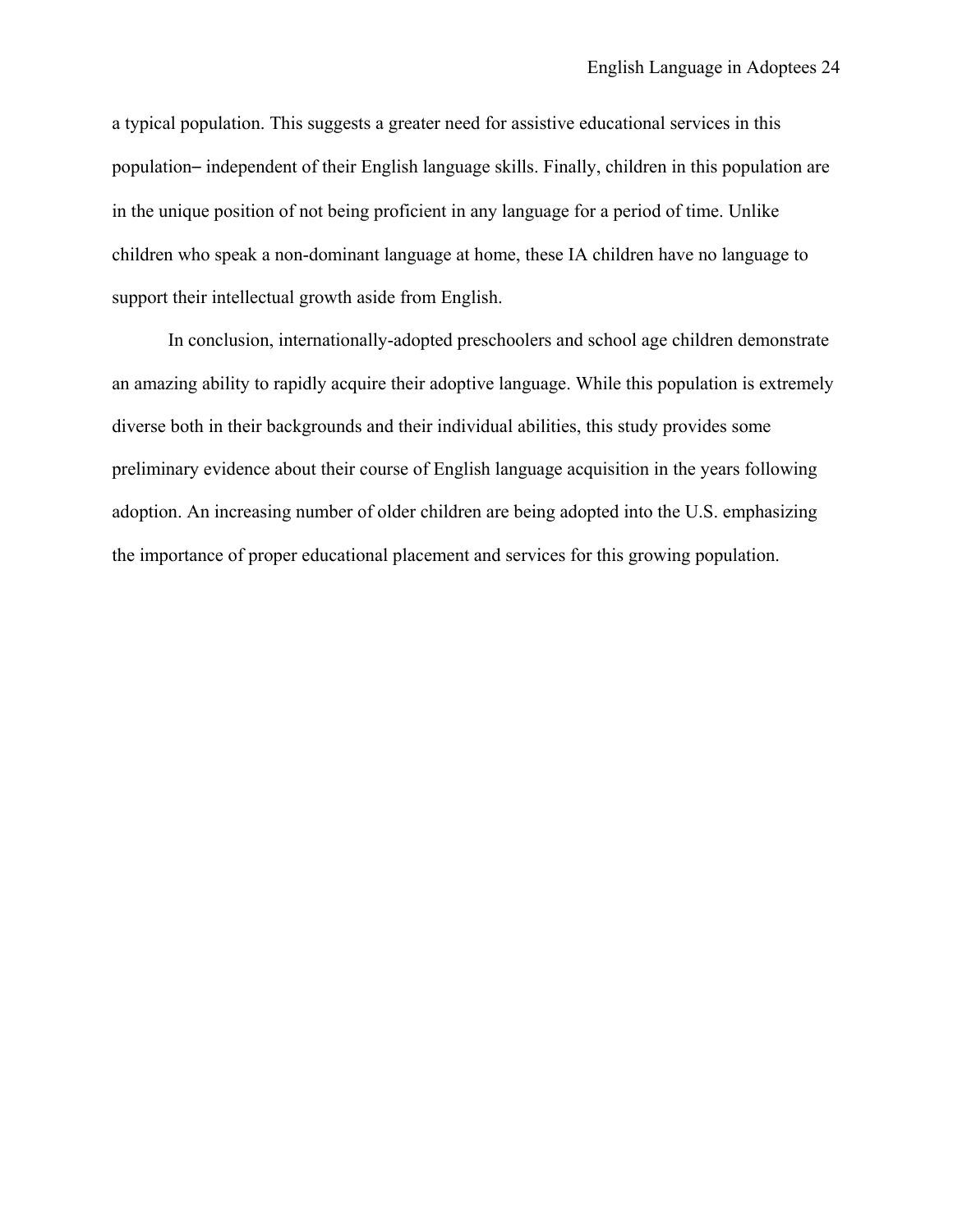a typical population. This suggests a greater need for assistive educational services in this population– independent of their English language skills. Finally, children in this population are in the unique position of not being proficient in any language for a period of time. Unlike children who speak a non-dominant language at home, these IA children have no language to support their intellectual growth aside from English.

In conclusion, internationally-adopted preschoolers and school age children demonstrate an amazing ability to rapidly acquire their adoptive language. While this population is extremely diverse both in their backgrounds and their individual abilities, this study provides some preliminary evidence about their course of English language acquisition in the years following adoption. An increasing number of older children are being adopted into the U.S. emphasizing the importance of proper educational placement and services for this growing population.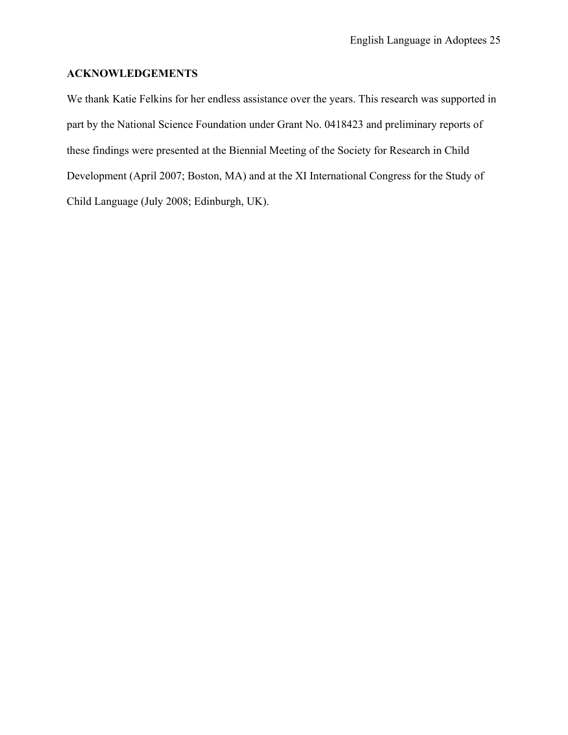## ACKNOWLEDGEMENTS

We thank Katie Felkins for her endless assistance over the years. This research was supported in part by the National Science Foundation under Grant No. 0418423 and preliminary reports of these findings were presented at the Biennial Meeting of the Society for Research in Child Development (April 2007; Boston, MA) and at the XI International Congress for the Study of Child Language (July 2008; Edinburgh, UK).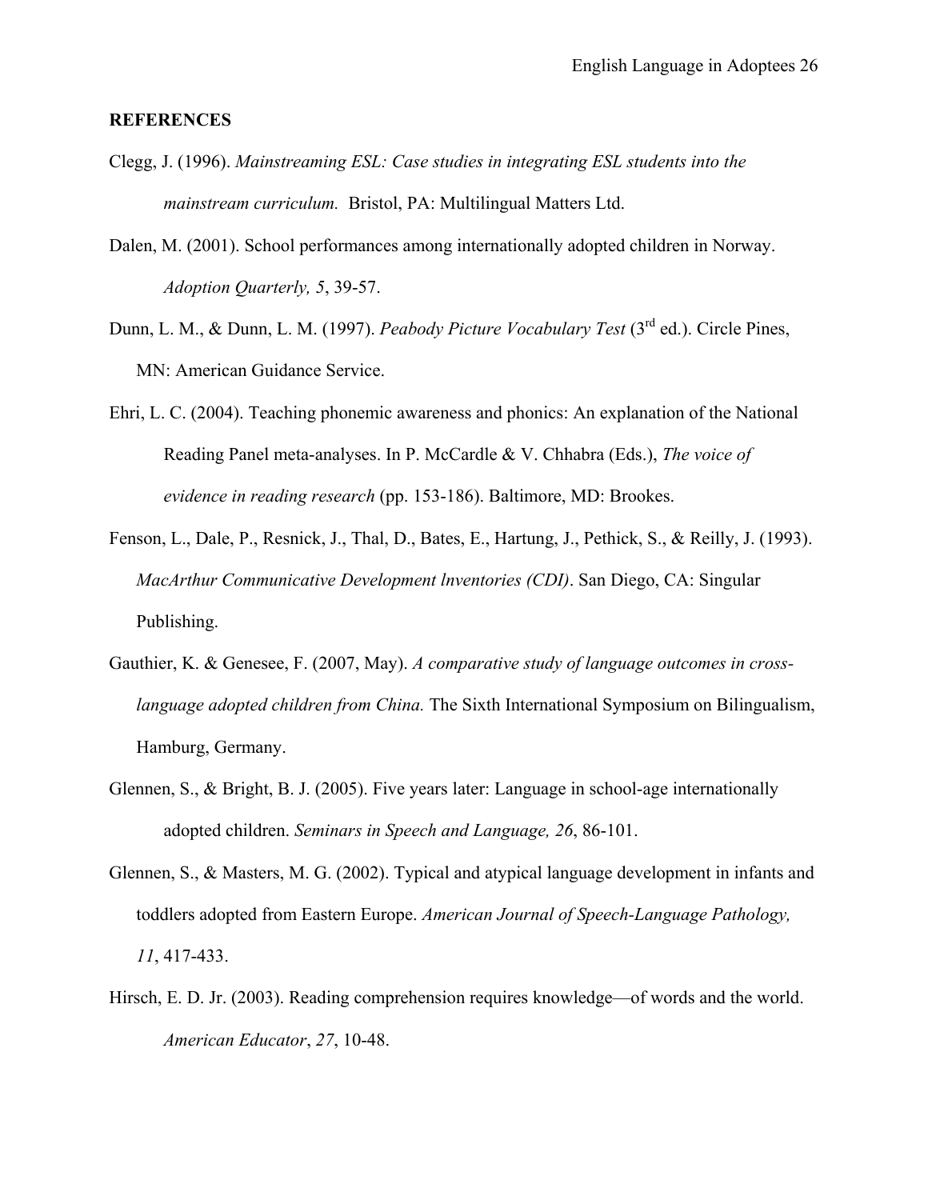**REFERENCES**

Clegg, J. (1996). *Mainstreaming ESL: Case studies in integrating ESL students into the mainstream curriculum.* Bristol, PA: Multilingual Matters Ltd.

Dalen, M. (2001). School performances among internationally adopted children in Norway. *Adoption Quarterly, 5*, 39-57.

Dunn, L. M., & Dunn, L. M. (1997). *Peabody Picture Vocabulary Test* (3rd ed.). Circle Pines, MN: American Guidance Service.

Ehri, L. C. (2004). Teaching phonemic awareness and phonics: An explanation of the National Reading Panel meta-analyses. In P. McCardle & V. Chhabra (Eds.), *The voice of evidence in reading research* (pp. 153-186). Baltimore, MD: Brookes.

Fenson, L., Dale, P., Resnick, J., Thal, D., Bates, E., Hartung, J., Pethick, S., & Reilly, J. (1993). *MacArthur Communicative Development lnventories (CDI)*. San Diego, CA: Singular Publishing.

Gauthier, K. & Genesee, F. (2007, May). *A comparative study of language outcomes in cross-language adopted children from China.* The Sixth International Symposium on Bilingualism, Hamburg, Germany.

Glennen, S., & Bright, B. J. (2005). Five years later: Language in school-age internationally adopted children. *Seminars in Speech and Language, 26*, 86-101.

Glennen, S., & Masters, M. G. (2002). Typical and atypical language development in infants and toddlers adopted from Eastern Europe. *American Journal of Speech-Language Pathology, 11*, 417-433.

Hirsch, E. D. Jr. (2003). Reading comprehension requires knowledge—of words and the world. *American Educator*, *27*, 10-48.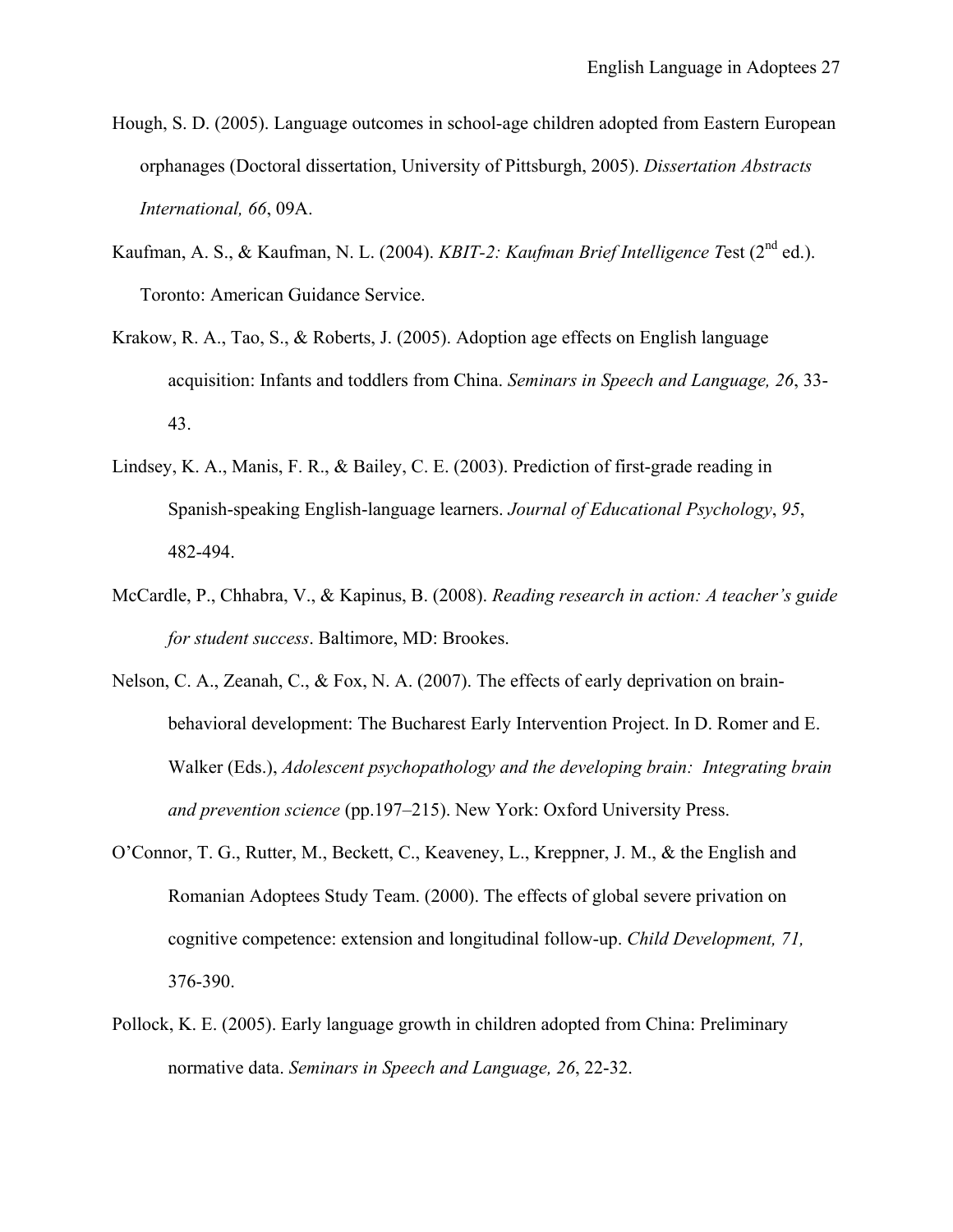Hough, S. D. (2005). Language outcomes in school-age children adopted from Eastern European orphanages (Doctoral dissertation, University of Pittsburgh, 2005). *Dissertation Abstracts International, 66*, 09A.

Kaufman, A. S., & Kaufman, N. L. (2004). *KBIT-2: Kaufman Brief Intelligence T*est (2nd ed.). Toronto: American Guidance Service.

Krakow, R. A., Tao, S., & Roberts, J. (2005). Adoption age effects on English language acquisition: Infants and toddlers from China. *Seminars in Speech and Language, 26*, 33-43.

Lindsey, K. A., Manis, F. R., & Bailey, C. E. (2003). Prediction of first-grade reading in Spanish-speaking English-language learners. *Journal of Educational Psychology*, *95*, 482-494.

McCardle, P., Chhabra, V., & Kapinus, B. (2008). *Reading research in action: A teacher's guide for student success*. Baltimore, MD: Brookes.

Nelson, C. A., Zeanah, C., & Fox, N. A. (2007). The effects of early deprivation on brain-behavioral development: The Bucharest Early Intervention Project. In D. Romer and E. Walker (Eds.), *Adolescent psychopathology and the developing brain: Integrating brain and prevention science* (pp.197–215). New York: Oxford University Press.

O'Connor, T. G., Rutter, M., Beckett, C., Keaveney, L., Kreppner, J. M., & the English and Romanian Adoptees Study Team. (2000). The effects of global severe privation on cognitive competence: extension and longitudinal follow-up. *Child Development, 71,* 376-390.

Pollock, K. E. (2005). Early language growth in children adopted from China: Preliminary normative data. *Seminars in Speech and Language, 26*, 22-32.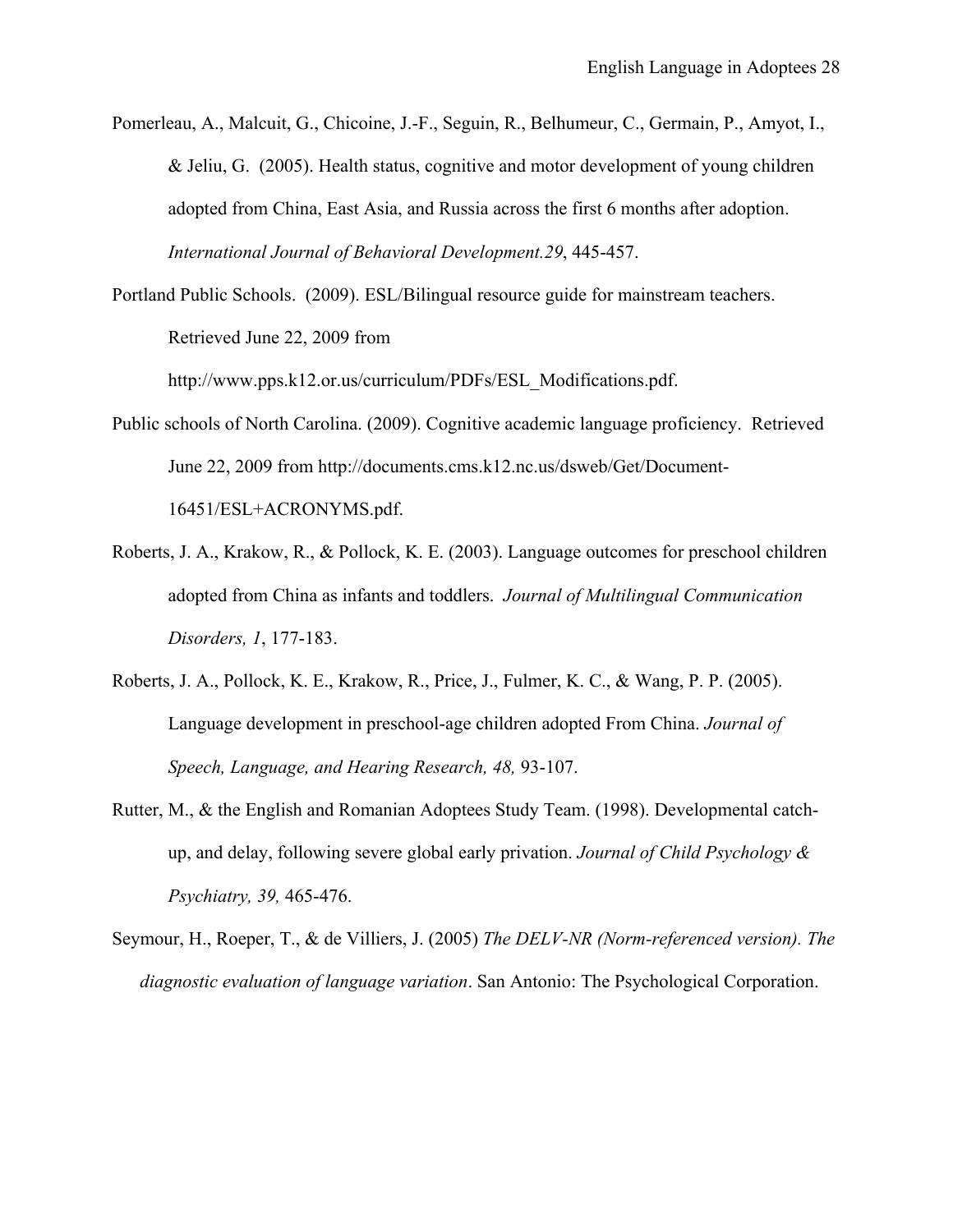Pomerleau, A., Malcuit, G., Chicoine, J.-F., Seguin, R., Belhumeur, C., Germain, P., Amyot, I., & Jeliu, G. (2005). Health status, cognitive and motor development of young children adopted from China, East Asia, and Russia across the first 6 months after adoption. *International Journal of Behavioral Development.29*, 445-457.

Portland Public Schools. (2009). ESL/Bilingual resource guide for mainstream teachers. Retrieved June 22, 2009 from http://www.pps.k12.or.us/curriculum/PDFs/ESL_Modifications.pdf.

Public schools of North Carolina. (2009). Cognitive academic language proficiency. Retrieved June 22, 2009 from http://documents.cms.k12.nc.us/dsweb/Get/Document-16451/ESL+ACRONYMS.pdf.

Roberts, J. A., Krakow, R., & Pollock, K. E. (2003). Language outcomes for preschool children adopted from China as infants and toddlers. *Journal of Multilingual Communication Disorders, 1*, 177-183.

Roberts, J. A., Pollock, K. E., Krakow, R., Price, J., Fulmer, K. C., & Wang, P. P. (2005). Language development in preschool-age children adopted From China. *Journal of Speech, Language, and Hearing Research, 48,* 93-107.

Rutter, M., & the English and Romanian Adoptees Study Team. (1998). Developmental catch-up, and delay, following severe global early privation. *Journal of Child Psychology & Psychiatry, 39,* 465-476.

Seymour, H., Roeper, T., & de Villiers, J. (2005) *The DELV-NR (Norm-referenced version). The diagnostic evaluation of language variation*. San Antonio: The Psychological Corporation.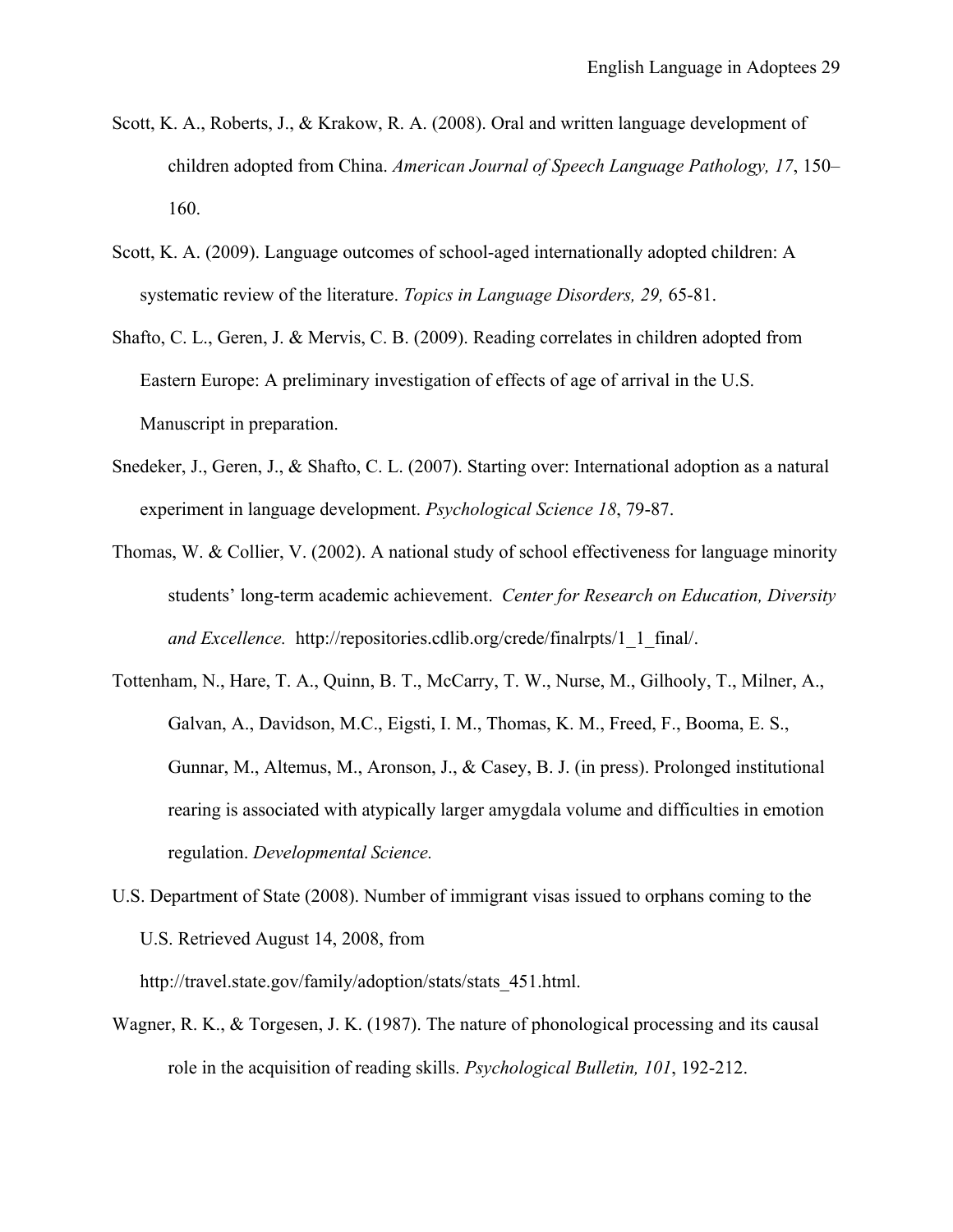Scott, K. A., Roberts, J., & Krakow, R. A. (2008). Oral and written language development of children adopted from China. *American Journal of Speech Language Pathology, 17*, 150–160.

Scott, K. A. (2009). Language outcomes of school-aged internationally adopted children: A systematic review of the literature. *Topics in Language Disorders, 29,* 65-81.

Shafto, C. L., Geren, J. & Mervis, C. B. (2009). Reading correlates in children adopted from Eastern Europe: A preliminary investigation of effects of age of arrival in the U.S. Manuscript in preparation.

Snedeker, J., Geren, J., & Shafto, C. L. (2007). Starting over: International adoption as a natural experiment in language development. *Psychological Science 18*, 79-87.

Thomas, W. & Collier, V. (2002). A national study of school effectiveness for language minority students' long-term academic achievement. *Center for Research on Education, Diversity and Excellence.* http://repositories.cdlib.org/crede/finalrpts/1_1_final/.

Tottenham, N., Hare, T. A., Quinn, B. T., McCarry, T. W., Nurse, M., Gilhooly, T., Milner, A., Galvan, A., Davidson, M.C., Eigsti, I. M., Thomas, K. M., Freed, F., Booma, E. S., Gunnar, M., Altemus, M., Aronson, J., & Casey, B. J. (in press). Prolonged institutional rearing is associated with atypically larger amygdala volume and difficulties in emotion regulation. *Developmental Science.*

U.S. Department of State (2008). Number of immigrant visas issued to orphans coming to the U.S. Retrieved August 14, 2008, from http://travel.state.gov/family/adoption/stats/stats_451.html.

Wagner, R. K., & Torgesen, J. K. (1987). The nature of phonological processing and its causal role in the acquisition of reading skills. *Psychological Bulletin, 101*, 192-212.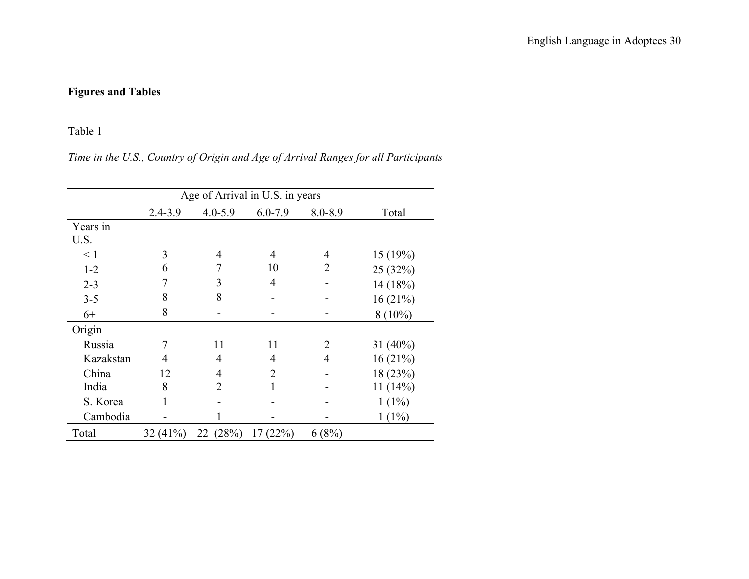**Figures and Tables**

Table 1

*Time in the U.S., Country of Origin and Age of Arrival Ranges for all Participants*

| | Age of Arrival in U.S. in years | | | | |
|---|---|---|---|---|---|
| | 2.4-3.9 | 4.0-5.9 | 6.0-7.9 | 8.0-8.9 | Total |
| Years in U.S. | | | | | |
| < 1 | 3 | 4 | 4 | 4 | 15 (19%) |
| 1-2 | 6 | 7 | 10 | 2 | 25 (32%) |
| 2-3 | 7 | 3 | 4 | - | 14 (18%) |
| 3-5 | 8 | 8 | - | - | 16 (21%) |
| 6+ | 8 | - | - | - | 8 (10%) |
| Origin | | | | | |
| Russia | 7 | 11 | 11 | 2 | 31 (40%) |
| Kazakstan | 4 | 4 | 4 | 4 | 16 (21%) |
| China | 12 | 4 | 2 | - | 18 (23%) |
| India | 8 | 2 | 1 | - | 11 (14%) |
| S. Korea | 1 | - | - | - | 1 (1%) |
| Cambodia | - | 1 | - | - | 1 (1%) |
| Total | 32 (41%) | 22 (28%) | 17 (22%) | 6 (8%) | |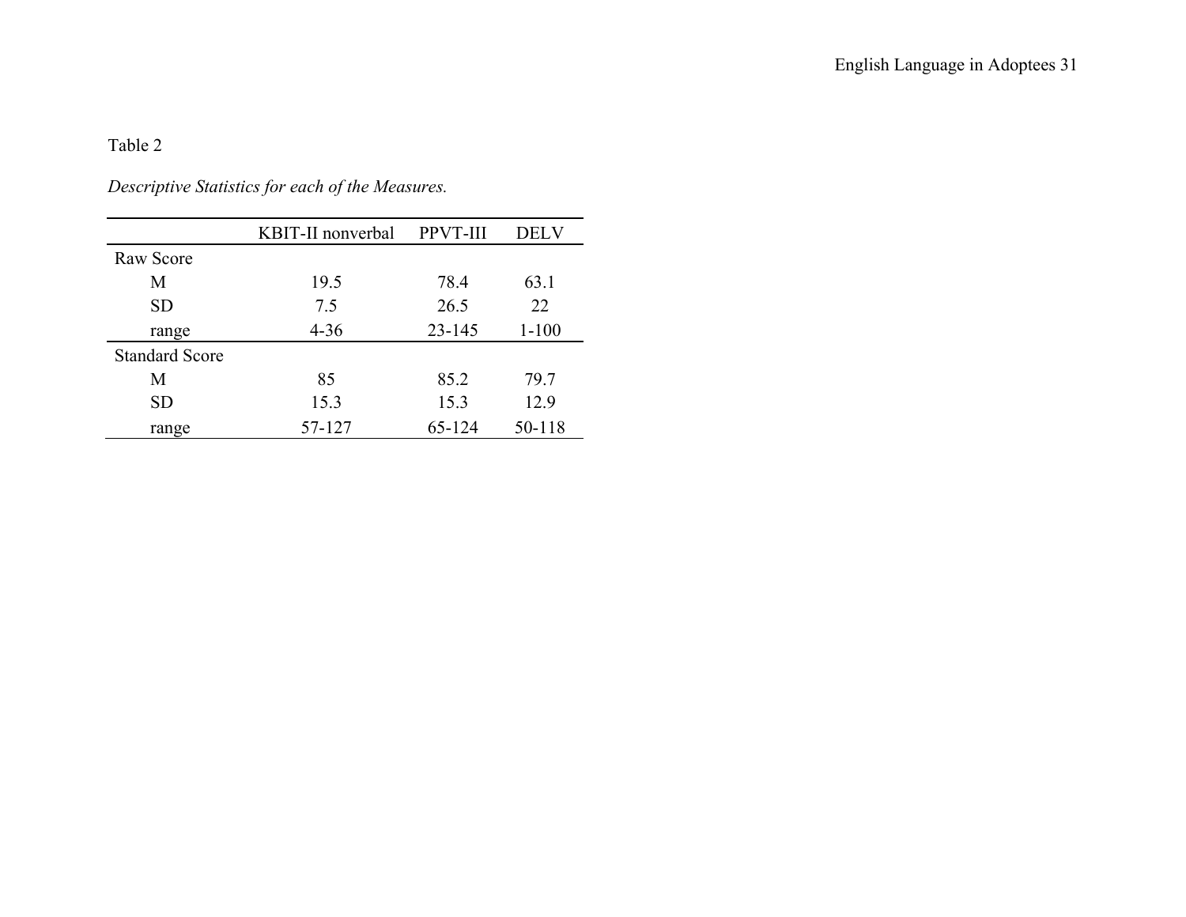Table 2

*Descriptive Statistics for each of the Measures.*

| | KBIT-II nonverbal | PPVT-III | DELV |
|---|---|---|---|
| Raw Score | | | |
| M | 19.5 | 78.4 | 63.1 |
| SD | 7.5 | 26.5 | 22 |
| range | 4-36 | 23-145 | 1-100 |
| Standard Score | | | |
| M | 85 | 85.2 | 79.7 |
| SD | 15.3 | 15.3 | 12.9 |
| range | 57-127 | 65-124 | 50-118 |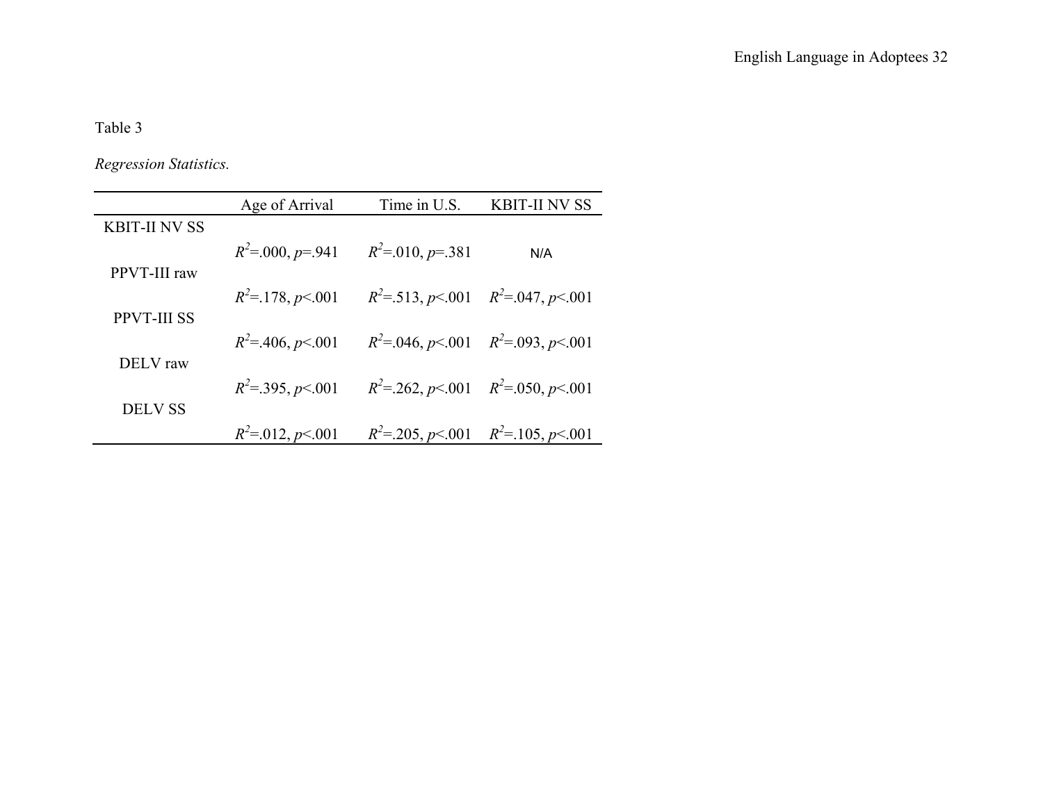Table 3

*Regression Statistics.*

| | Age of Arrival | Time in U.S. | KBIT-II NV SS |
|---|---|---|---|
| KBIT-II NV SS | $R^2$=.000, $p$=.941 | $R^2$=.010, $p$=.381 | N/A |
| PPVT-III raw | $R^2$=.178, $p$<.001 | $R^2$=.513, $p$<.001 | $R^2$=.047, $p$<.001 |
| PPVT-III SS | $R^2$=.406, $p$<.001 | $R^2$=.046, $p$<.001 | $R^2$=.093, $p$<.001 |
| DELV raw | $R^2$=.395, $p$<.001 | $R^2$=.262, $p$<.001 | $R^2$=.050, $p$<.001 |
| DELV SS | $R^2$=.012, $p$<.001 | $R^2$=.205, $p$<.001 | $R^2$=.105, $p$<.001 |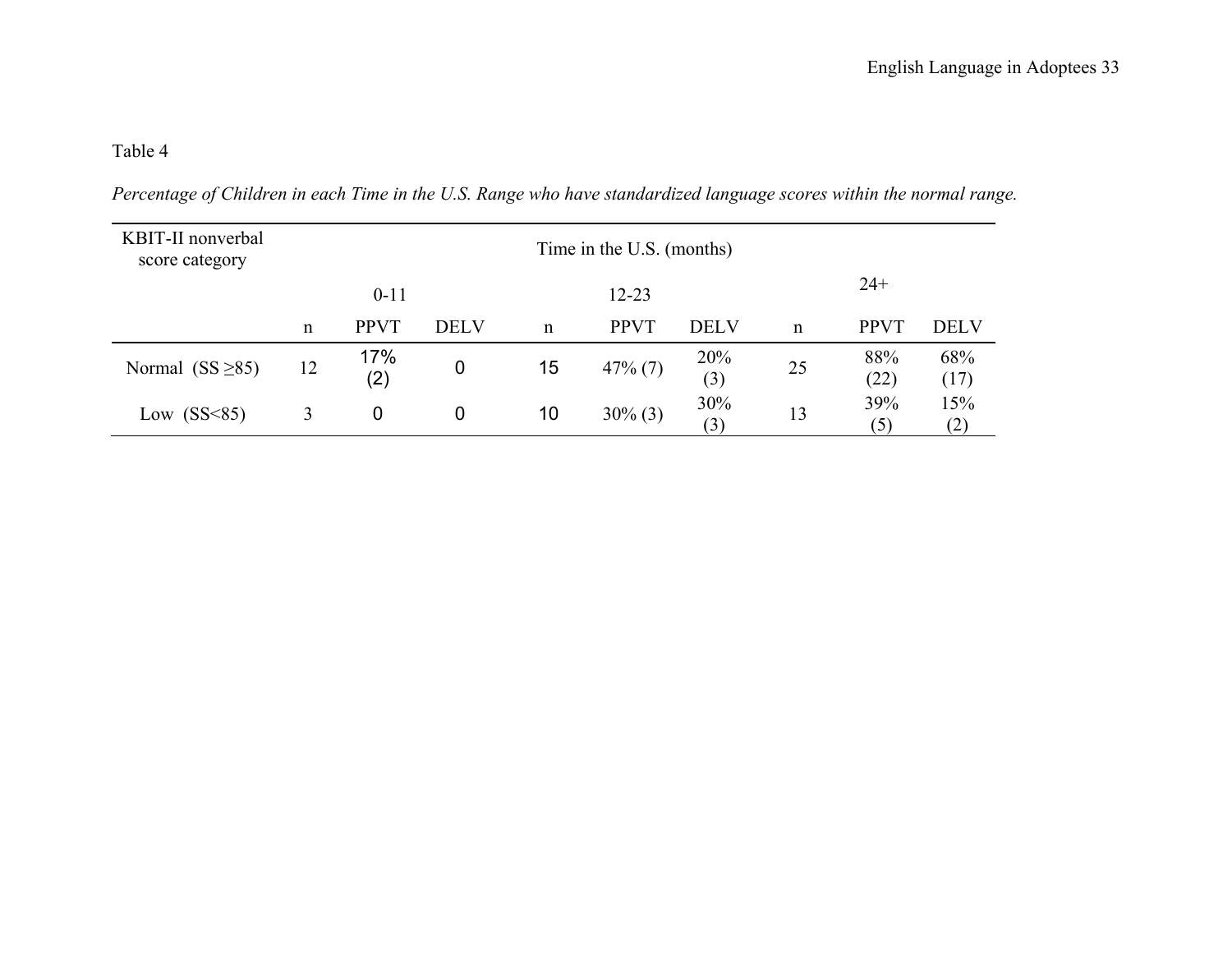Table 4

*Percentage of Children in each Time in the U.S. Range who have standardized language scores within the normal range.*

| KBIT-II nonverbal score category | Time in the U.S. (months) | | | | | | | | |
|---|---|---|---|---|---|---|---|---|---|
| | | 0-11 | | | 12-23 | | | 24+ | |
| | n | PPVT | DELV | n | PPVT | DELV | n | PPVT | DELV |
| Normal (SS ≥85) | 12 | 17% (2) | 0 | 15 | 47% (7) | 20% (3) | 25 | 88% (22) | 68% (17) |
| Low (SS<85) | 3 | 0 | 0 | 10 | 30% (3) | 30% (3) | 13 | 39% (5) | 15% (2) |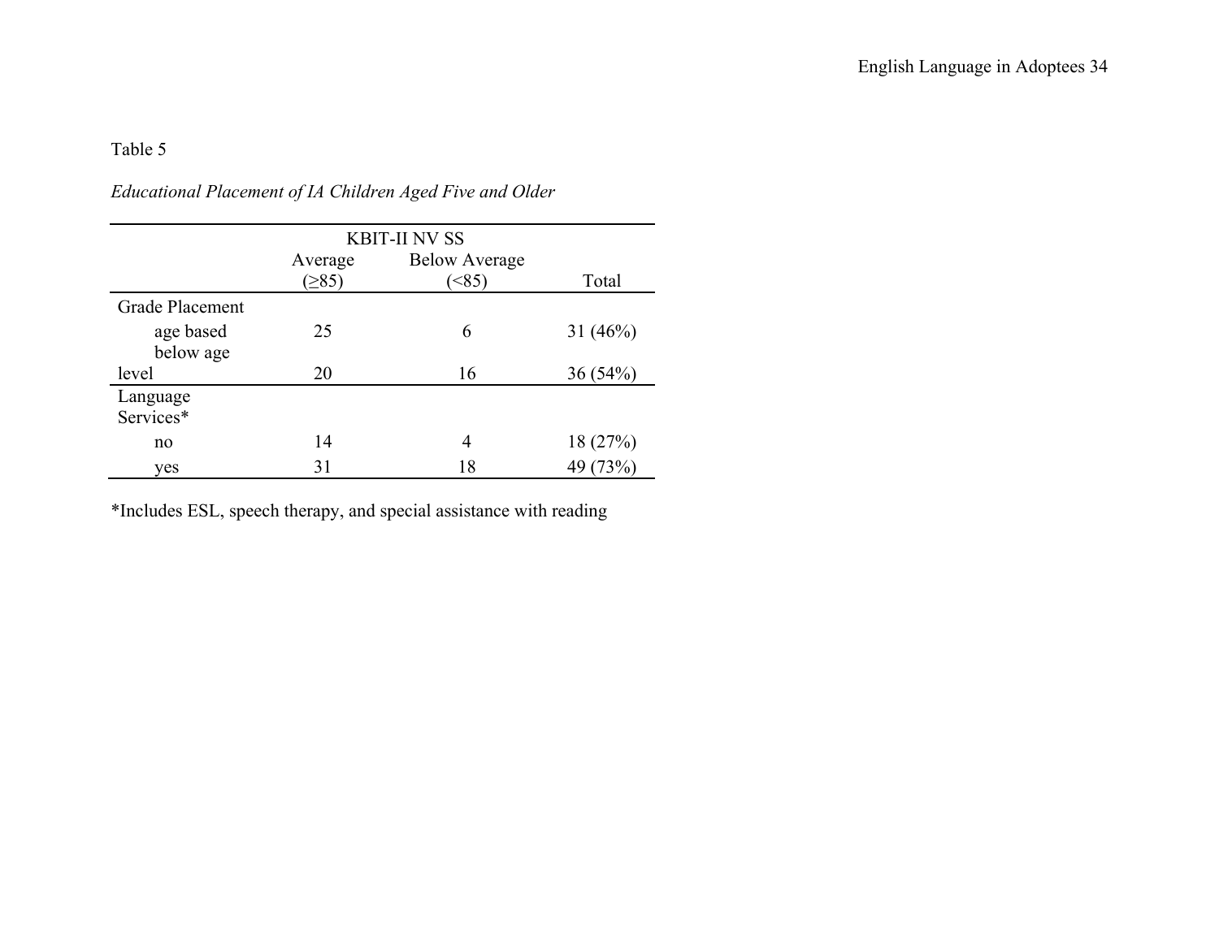Table 5

*Educational Placement of IA Children Aged Five and Older*

| | KBIT-II NV SS | | |
|---|---|---|---|
| | Average (≥85) | Below Average (<85) | Total |
| Grade Placement | | | |
| age based | 25 | 6 | 31 (46%) |
| below age level | 20 | 16 | 36 (54%) |
| Language Services* | | | |
| no | 14 | 4 | 18 (27%) |
| yes | 31 | 18 | 49 (73%) |

*Includes ESL, speech therapy, and special assistance with reading